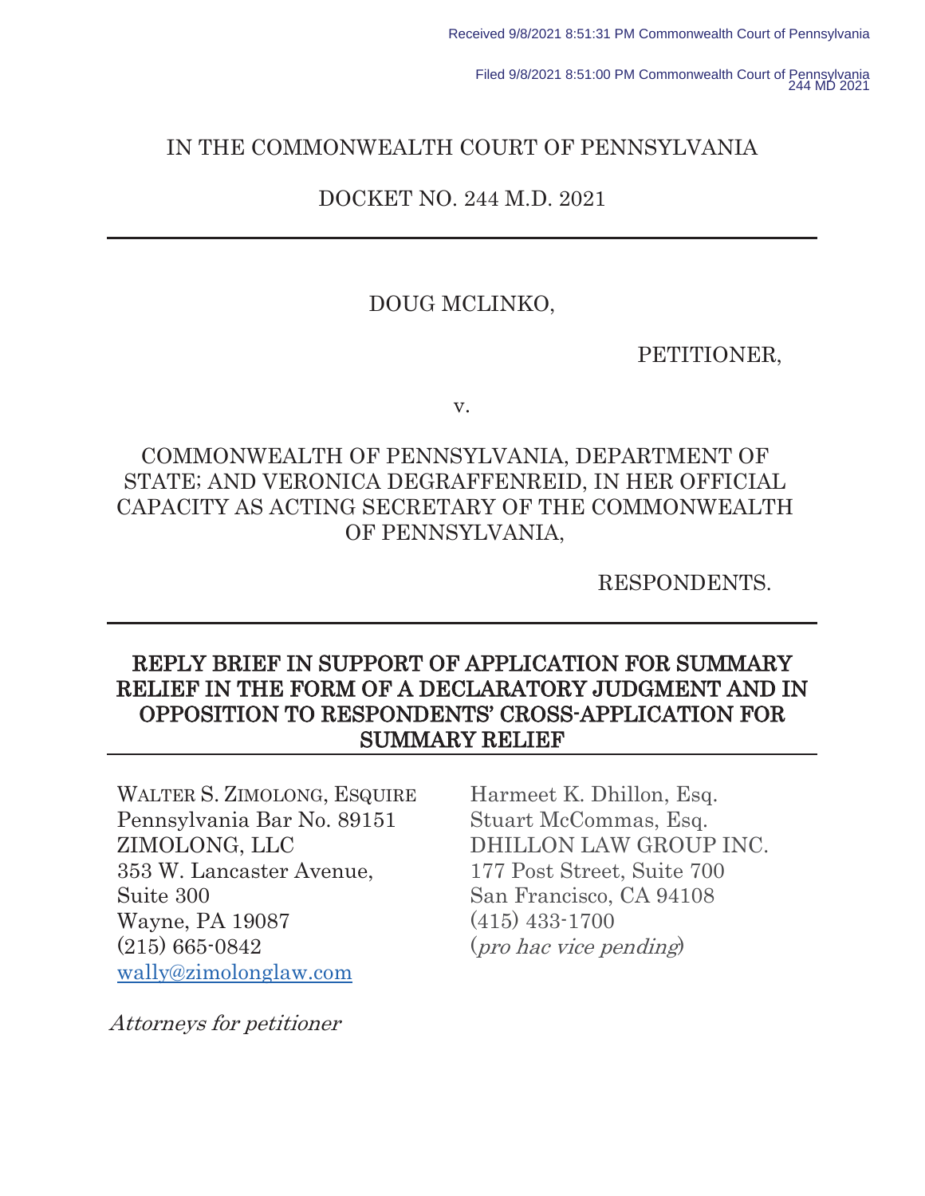Received 9/8/2021 8:51:31 PM Commonwealth Court of Pennsylvania

Filed 9/8/2021 8:51:00 PM Commonwealth Court of Pennsylvania
244 MD 2021

IN THE COMMONWEALTH COURT OF PENNSYLVANIA

DOCKET NO. 244 M.D. 2021

---

DOUG MCLINKO,

PETITIONER,

v.

COMMONWEALTH OF PENNSYLVANIA, DEPARTMENT OF STATE; AND VERONICA DEGRAFFENREID, IN HER OFFICIAL CAPACITY AS ACTING SECRETARY OF THE COMMONWEALTH OF PENNSYLVANIA,

RESPONDENTS.

---

# REPLY BRIEF IN SUPPORT OF APPLICATION FOR SUMMARY RELIEF IN THE FORM OF A DECLARATORY JUDGMENT AND IN OPPOSITION TO RESPONDENTS' CROSS-APPLICATION FOR SUMMARY RELIEF

---

WALTER S. ZIMOLONG, ESQUIRE
Pennsylvania Bar No. 89151
ZIMOLONG, LLC
353 W. Lancaster Avenue,
Suite 300
Wayne, PA 19087
(215) 665-0842
wally@zimolonglaw.com

Harmeet K. Dhillon, Esq.
Stuart McCommas, Esq.
DHILLON LAW GROUP INC.
177 Post Street, Suite 700
San Francisco, CA 94108
(415) 433-1700
(*pro hac vice pending*)

*Attorneys for petitioner*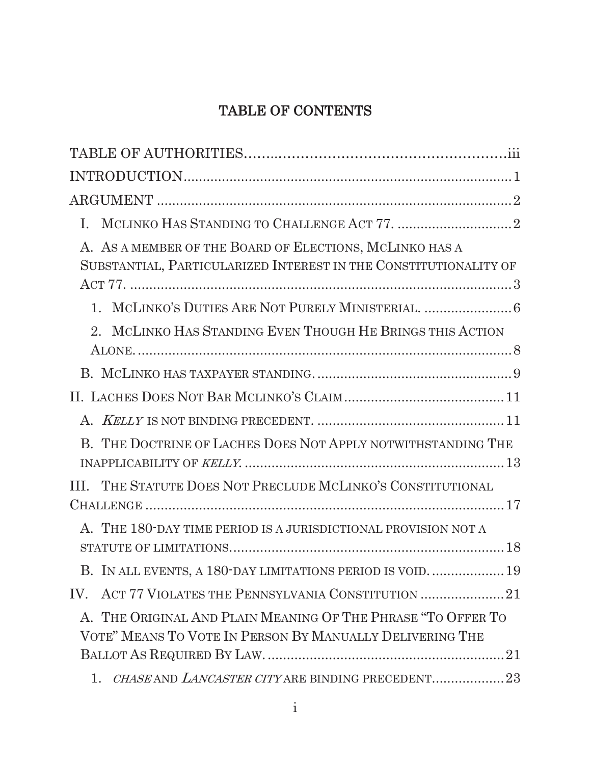# TABLE OF CONTENTS

TABLE OF AUTHORITIES .......... iii

INTRODUCTION .......... 1

ARGUMENT .......... 2

I. McLinko Has Standing to Challenge Act 77. .......... 2

A. As a member of the Board of Elections, McLinko has a Substantial, Particularized Interest in the Constitutionality of Act 77. .......... 3

1. McLinko's Duties Are Not Purely Ministerial. .......... 6

2. McLinko Has Standing Even Though He Brings this Action Alone. .......... 8

B. McLinko has taxpayer standing. .......... 9

II. Laches Does Not Bar McLinko's Claim .......... 11

A. *Kelly* is not binding precedent. .......... 11

B. The Doctrine of Laches Does Not Apply notwithstanding The inapplicability of *Kelly*. .......... 13

III. The Statute Does Not Preclude McLinko's Constitutional Challenge .......... 17

A. The 180-day time period is a jurisdictional provision not a statute of limitations. .......... 18

B. In all events, a 180-day limitations period is void. .......... 19

IV. Act 77 Violates the Pennsylvania Constitution .......... 21

A. The Original And Plain Meaning Of The Phrase "To Offer To Vote" Means To Vote In Person By Manually Delivering The Ballot As Required By Law. .......... 21

1. *Chase* and *Lancaster City* are binding precedent. .......... 23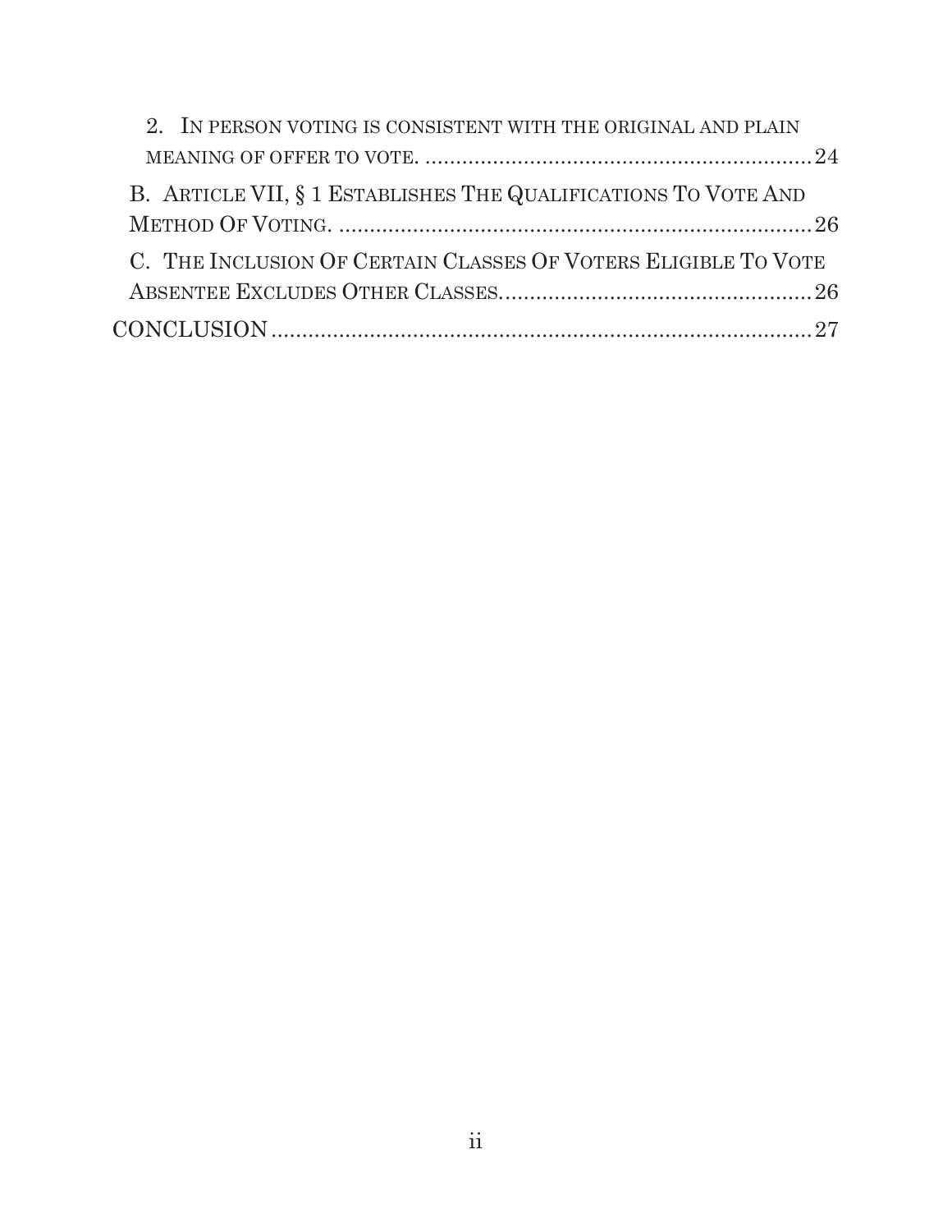2. In person voting is consistent with the original and plain meaning of offer to vote. ........ 24

B. Article VII, § 1 Establishes The Qualifications To Vote And Method Of Voting. ........ 26

C. The Inclusion Of Certain Classes Of Voters Eligible To Vote Absentee Excludes Other Classes. ........ 26

CONCLUSION ........ 27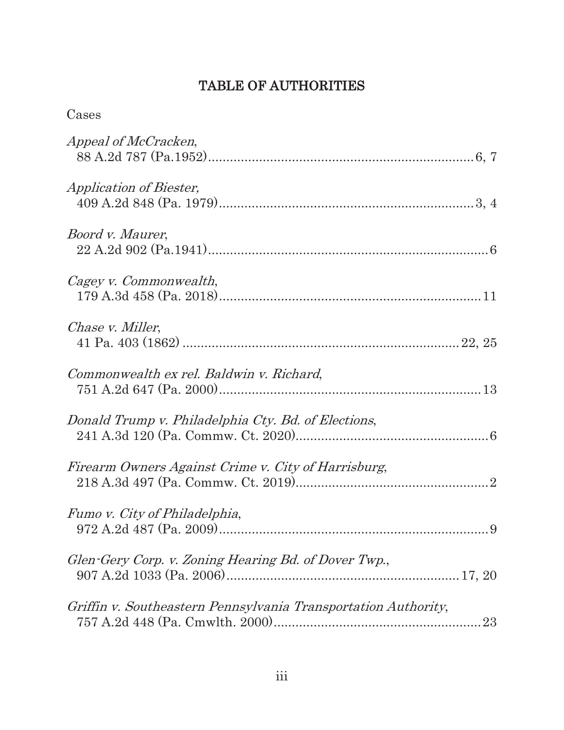# TABLE OF AUTHORITIES

Cases

*Appeal of McCracken*,
88 A.2d 787 (Pa.1952)........................................................................6, 7

*Application of Biester,*
409 A.2d 848 (Pa. 1979).....................................................................3, 4

*Boord v. Maurer*,
22 A.2d 902 (Pa.1941)...........................................................................6

*Cagey v. Commonwealth*,
179 A.3d 458 (Pa. 2018).......................................................................11

*Chase v. Miller*,
41 Pa. 403 (1862) .........................................................................22, 25

*Commonwealth ex rel. Baldwin v. Richard*,
751 A.2d 647 (Pa. 2000).......................................................................13

*Donald Trump v. Philadelphia Cty. Bd. of Elections*,
241 A.3d 120 (Pa. Commw. Ct. 2020)....................................................6

*Firearm Owners Against Crime v. City of Harrisburg*,
218 A.3d 497 (Pa. Commw. Ct. 2019)....................................................2

*Fumo v. City of Philadelphia*,
972 A.2d 487 (Pa. 2009).........................................................................9

*Glen-Gery Corp. v. Zoning Hearing Bd. of Dover Twp.*,
907 A.2d 1033 (Pa. 2006)...............................................................17, 20

*Griffin v. Southeastern Pennsylvania Transportation Authority*,
757 A.2d 448 (Pa. Cmwlth. 2000).........................................................23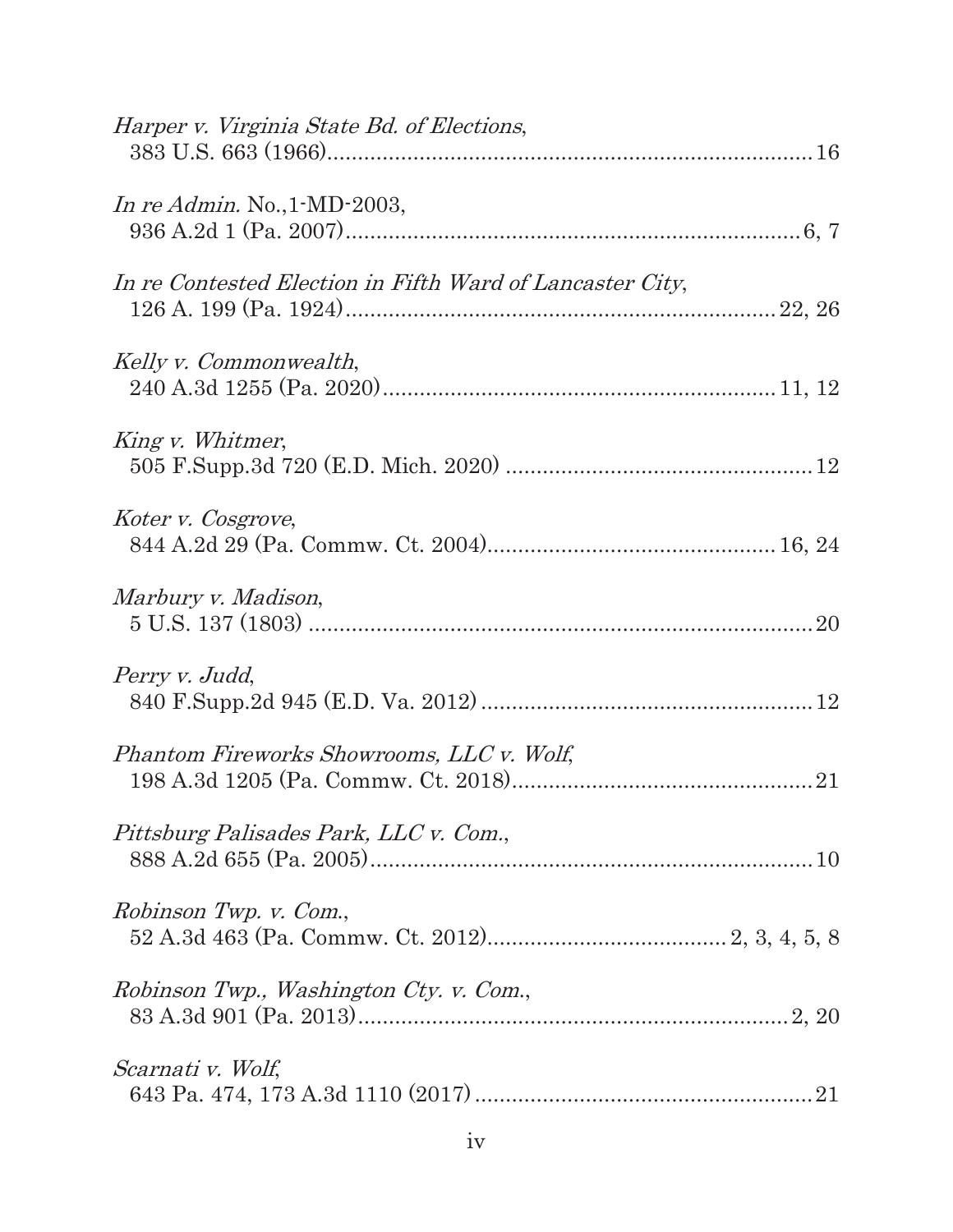*Harper v. Virginia State Bd. of Elections*,
383 U.S. 663 (1966)................................................................................16

*In re Admin.* No.,1-MD-2003,
936 A.2d 1 (Pa. 2007)...........................................................................6, 7

*In re Contested Election in Fifth Ward of Lancaster City*,
126 A. 199 (Pa. 1924).....................................................................22, 26

*Kelly v. Commonwealth*,
240 A.3d 1255 (Pa. 2020)..................................................................11, 12

*King v. Whitmer*,
505 F.Supp.3d 720 (E.D. Mich. 2020) ..................................................12

*Koter v. Cosgrove*,
844 A.2d 29 (Pa. Commw. Ct. 2004)...............................................16, 24

*Marbury v. Madison*,
5 U.S. 137 (1803) ..................................................................................20

*Perry v. Judd*,
840 F.Supp.2d 945 (E.D. Va. 2012) ......................................................12

*Phantom Fireworks Showrooms, LLC v. Wolf*,
198 A.3d 1205 (Pa. Commw. Ct. 2018).................................................21

*Pittsburg Palisades Park, LLC v. Com.*,
888 A.2d 655 (Pa. 2005)........................................................................10

*Robinson Twp. v. Com.*,
52 A.3d 463 (Pa. Commw. Ct. 2012).......................................2, 3, 4, 5, 8

*Robinson Twp., Washington Cty. v. Com.*,
83 A.3d 901 (Pa. 2013).......................................................................2, 20

*Scarnati v. Wolf*,
643 Pa. 474, 173 A.3d 1110 (2017).......................................................21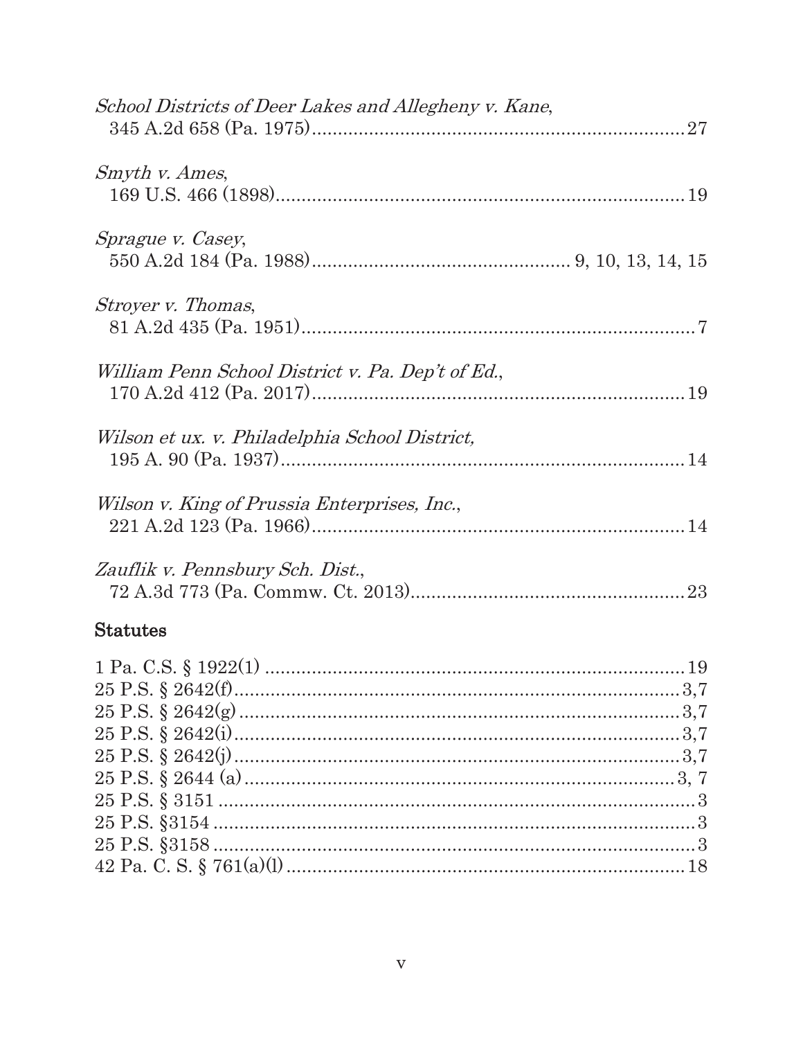*School Districts of Deer Lakes and Allegheny v. Kane*,
345 A.2d 658 (Pa. 1975)........................................................................27

*Smyth v. Ames*,
169 U.S. 466 (1898)..............................................................................19

*Sprague v. Casey*,
550 A.2d 184 (Pa. 1988)................................................. 9, 10, 13, 14, 15

*Stroyer v. Thomas*,
81 A.2d 435 (Pa. 1951)...........................................................................7

*William Penn School District v. Pa. Dep't of Ed.*,
170 A.2d 412 (Pa. 2017)........................................................................19

*Wilson et ux. v. Philadelphia School District,*
195 A. 90 (Pa. 1937)..............................................................................14

*Wilson v. King of Prussia Enterprises, Inc.*,
221 A.2d 123 (Pa. 1966)........................................................................14

*Zauflik v. Pennsbury Sch. Dist.*,
72 A.3d 773 (Pa. Commw. Ct. 2013)....................................................23

## Statutes

1 Pa. C.S. § 1922(1) ...............................................................................19
25 P.S. § 2642(f)....................................................................................3,7
25 P.S. § 2642(g) ...................................................................................3,7
25 P.S. § 2642(i)....................................................................................3,7
25 P.S. § 2642(j)....................................................................................3,7
25 P.S. § 2644 (a).................................................................................3, 7
25 P.S. § 3151 ..........................................................................................3
25 P.S. §3154 ...........................................................................................3
25 P.S. §3158 ...........................................................................................3
42 Pa. C. S. § 761(a)(l) ............................................................................18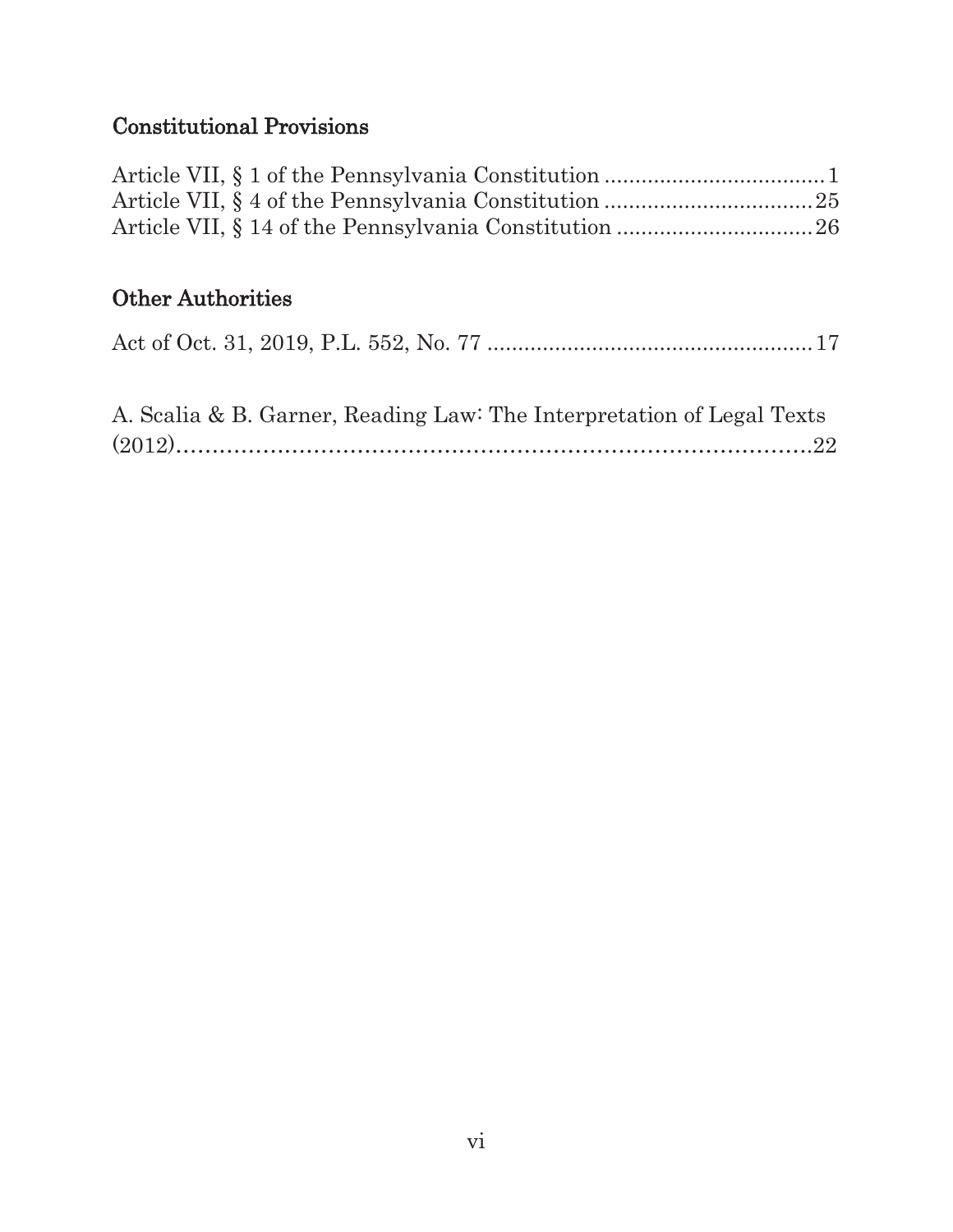## Constitutional Provisions

Article VII, § 1 of the Pennsylvania Constitution .................................... 1
Article VII, § 4 of the Pennsylvania Constitution .................................. 25
Article VII, § 14 of the Pennsylvania Constitution ................................ 26

## Other Authorities

Act of Oct. 31, 2019, P.L. 552, No. 77 ..................................................... 17

A. Scalia & B. Garner, Reading Law: The Interpretation of Legal Texts (2012)……………………………………………………………………………22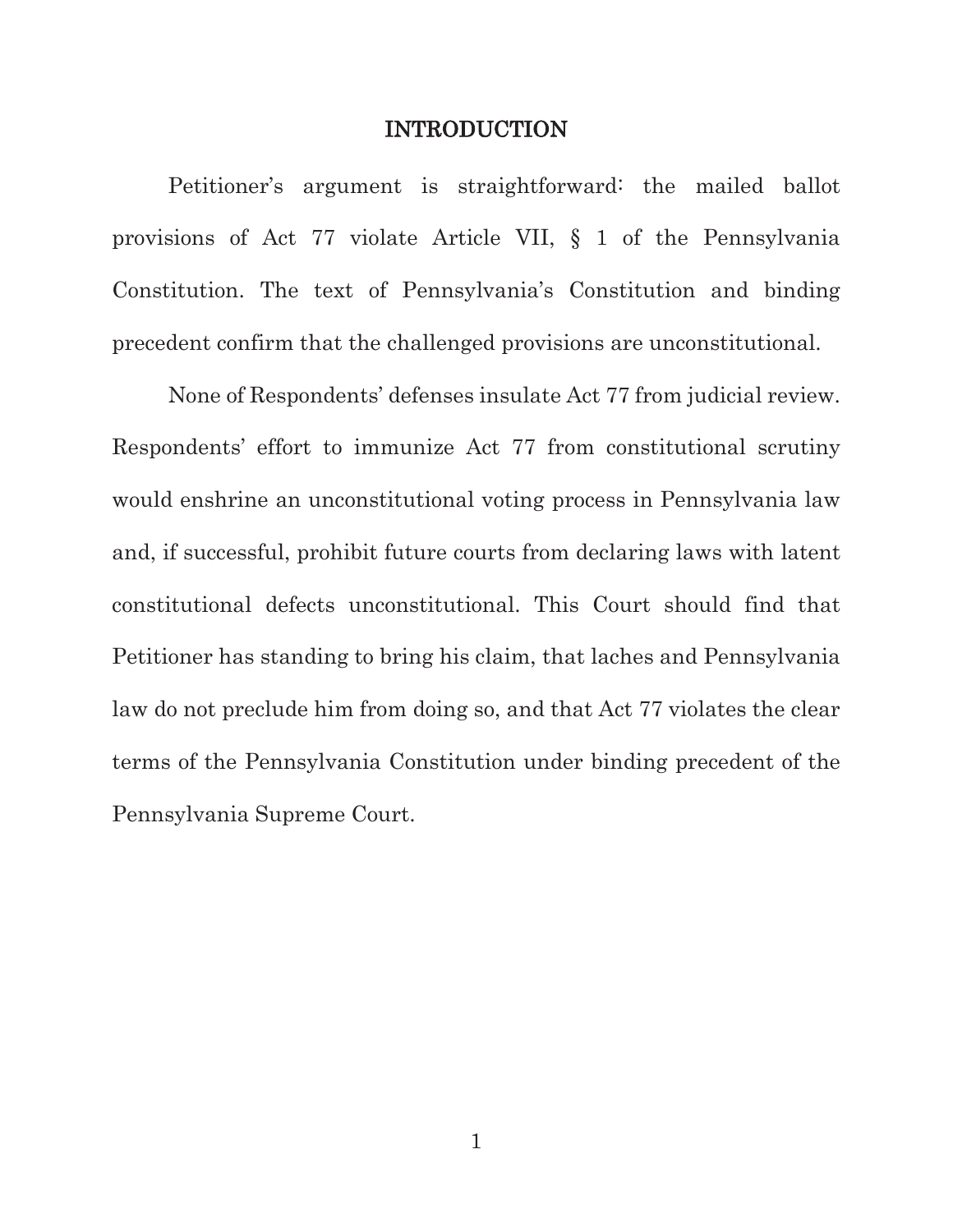# INTRODUCTION

Petitioner's argument is straightforward: the mailed ballot provisions of Act 77 violate Article VII, § 1 of the Pennsylvania Constitution. The text of Pennsylvania's Constitution and binding precedent confirm that the challenged provisions are unconstitutional.

None of Respondents' defenses insulate Act 77 from judicial review. Respondents' effort to immunize Act 77 from constitutional scrutiny would enshrine an unconstitutional voting process in Pennsylvania law and, if successful, prohibit future courts from declaring laws with latent constitutional defects unconstitutional. This Court should find that Petitioner has standing to bring his claim, that laches and Pennsylvania law do not preclude him from doing so, and that Act 77 violates the clear terms of the Pennsylvania Constitution under binding precedent of the Pennsylvania Supreme Court.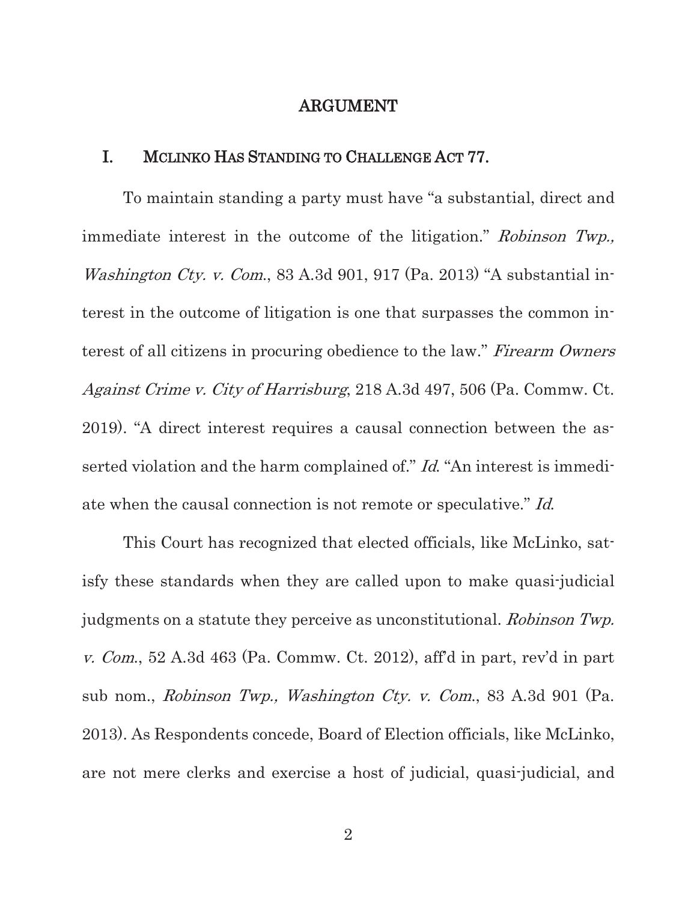# ARGUMENT

## I. MCLINKO HAS STANDING TO CHALLENGE ACT 77.

To maintain standing a party must have "a substantial, direct and immediate interest in the outcome of the litigation." *Robinson Twp., Washington Cty. v. Com.*, 83 A.3d 901, 917 (Pa. 2013) "A substantial interest in the outcome of litigation is one that surpasses the common interest of all citizens in procuring obedience to the law." *Firearm Owners Against Crime v. City of Harrisburg*, 218 A.3d 497, 506 (Pa. Commw. Ct. 2019). "A direct interest requires a causal connection between the asserted violation and the harm complained of." *Id.* "An interest is immediate when the causal connection is not remote or speculative." *Id.*

This Court has recognized that elected officials, like McLinko, satisfy these standards when they are called upon to make quasi-judicial judgments on a statute they perceive as unconstitutional. *Robinson Twp. v. Com.*, 52 A.3d 463 (Pa. Commw. Ct. 2012), aff'd in part, rev'd in part sub nom., *Robinson Twp., Washington Cty. v. Com.*, 83 A.3d 901 (Pa. 2013). As Respondents concede, Board of Election officials, like McLinko, are not mere clerks and exercise a host of judicial, quasi-judicial, and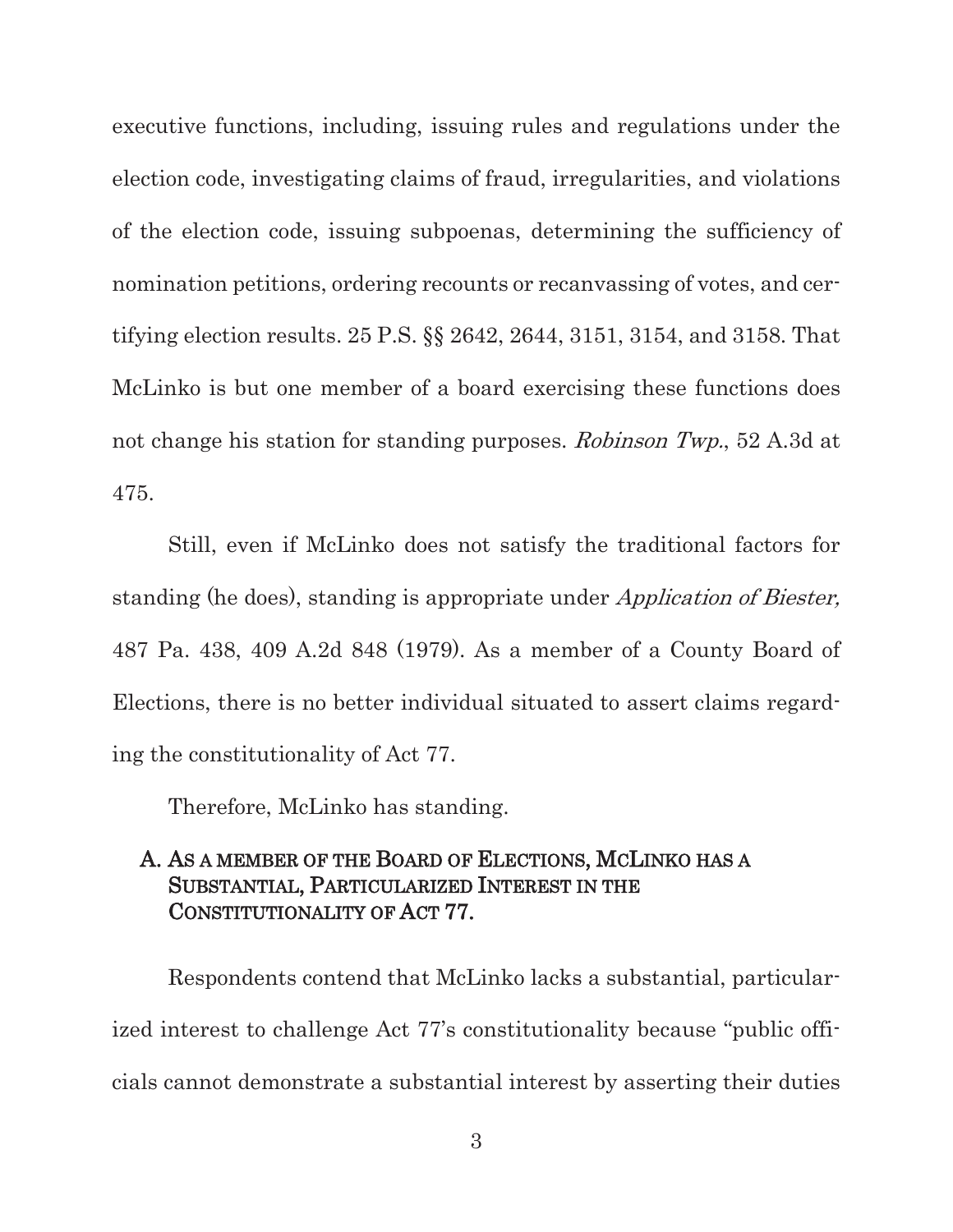executive functions, including, issuing rules and regulations under the election code, investigating claims of fraud, irregularities, and violations of the election code, issuing subpoenas, determining the sufficiency of nomination petitions, ordering recounts or recanvassing of votes, and certifying election results. 25 P.S. §§ 2642, 2644, 3151, 3154, and 3158. That McLinko is but one member of a board exercising these functions does not change his station for standing purposes. *Robinson Twp.*, 52 A.3d at 475.

Still, even if McLinko does not satisfy the traditional factors for standing (he does), standing is appropriate under *Application of Biester,* 487 Pa. 438, 409 A.2d 848 (1979). As a member of a County Board of Elections, there is no better individual situated to assert claims regarding the constitutionality of Act 77.

Therefore, McLinko has standing.

### A. As a member of the Board of Elections, McLinko has a Substantial, Particularized Interest in the Constitutionality of Act 77.

Respondents contend that McLinko lacks a substantial, particularized interest to challenge Act 77's constitutionality because "public officials cannot demonstrate a substantial interest by asserting their duties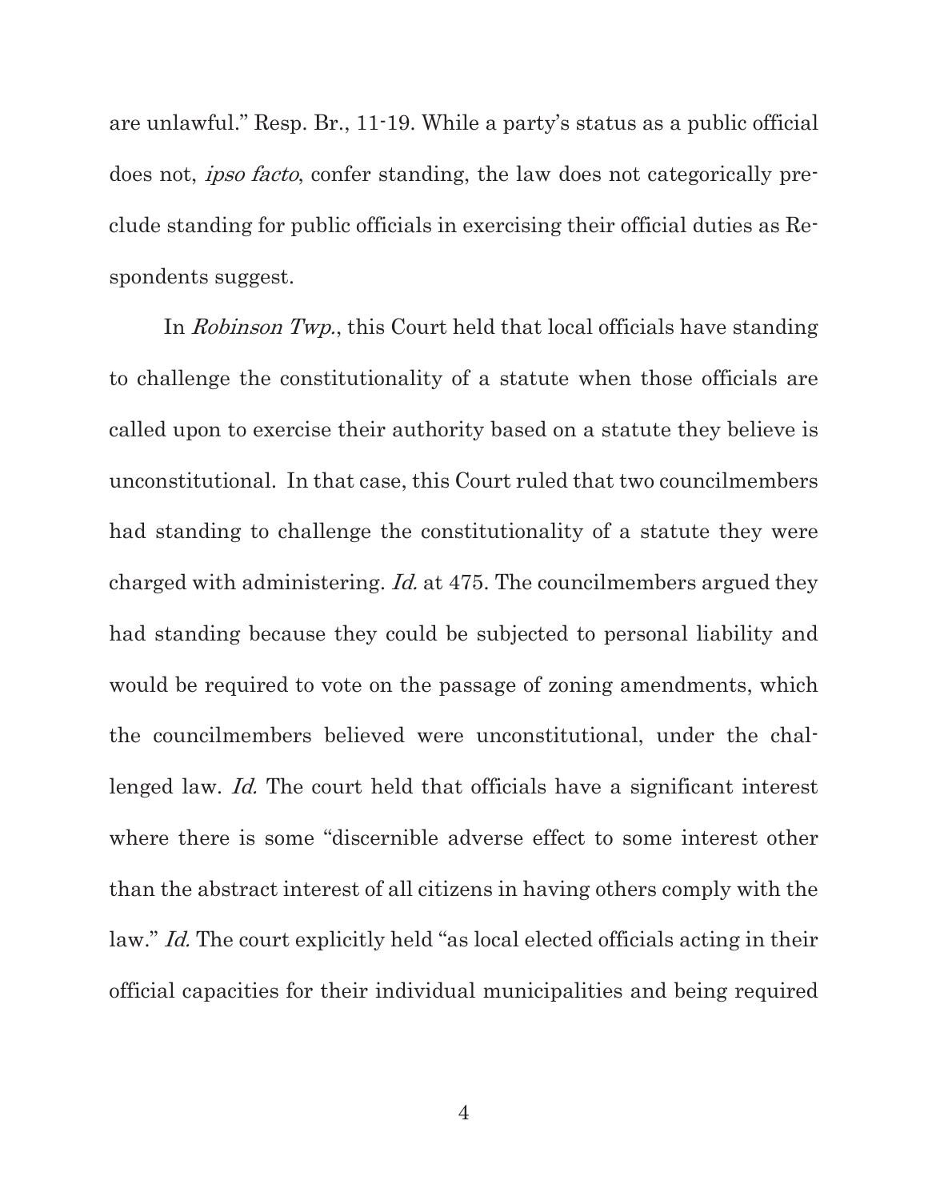are unlawful." Resp. Br., 11-19. While a party's status as a public official does not, *ipso facto*, confer standing, the law does not categorically preclude standing for public officials in exercising their official duties as Respondents suggest.

In *Robinson Twp.*, this Court held that local officials have standing to challenge the constitutionality of a statute when those officials are called upon to exercise their authority based on a statute they believe is unconstitutional. In that case, this Court ruled that two councilmembers had standing to challenge the constitutionality of a statute they were charged with administering. *Id.* at 475. The councilmembers argued they had standing because they could be subjected to personal liability and would be required to vote on the passage of zoning amendments, which the councilmembers believed were unconstitutional, under the challenged law. *Id.* The court held that officials have a significant interest where there is some "discernible adverse effect to some interest other than the abstract interest of all citizens in having others comply with the law." *Id.* The court explicitly held "as local elected officials acting in their official capacities for their individual municipalities and being required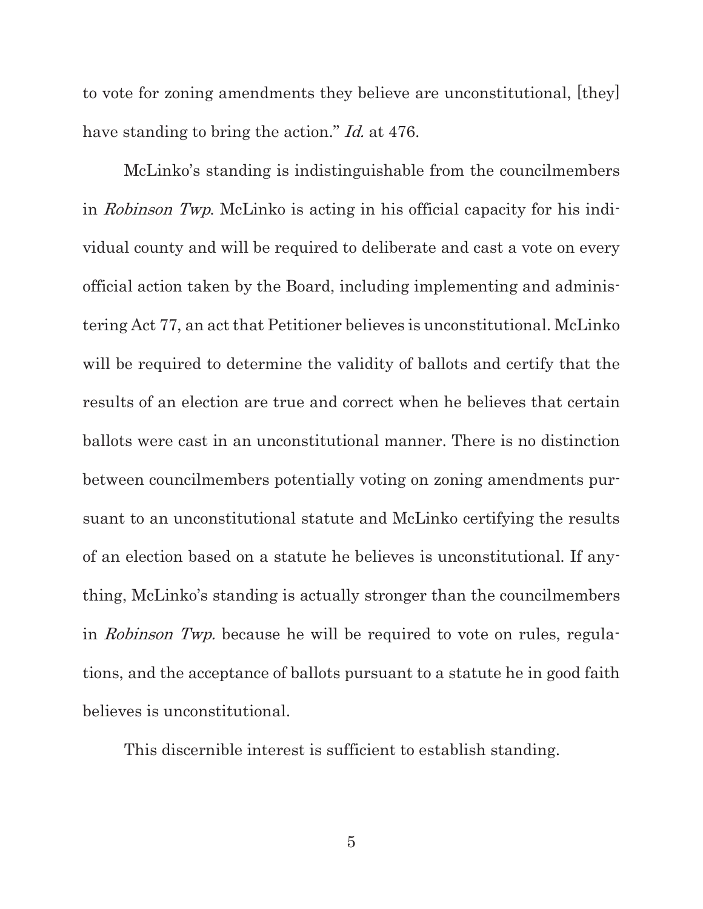to vote for zoning amendments they believe are unconstitutional, [they] have standing to bring the action." *Id.* at 476.

McLinko's standing is indistinguishable from the councilmembers in *Robinson Twp*. McLinko is acting in his official capacity for his individual county and will be required to deliberate and cast a vote on every official action taken by the Board, including implementing and administering Act 77, an act that Petitioner believes is unconstitutional. McLinko will be required to determine the validity of ballots and certify that the results of an election are true and correct when he believes that certain ballots were cast in an unconstitutional manner. There is no distinction between councilmembers potentially voting on zoning amendments pursuant to an unconstitutional statute and McLinko certifying the results of an election based on a statute he believes is unconstitutional. If anything, McLinko's standing is actually stronger than the councilmembers in *Robinson Twp.* because he will be required to vote on rules, regulations, and the acceptance of ballots pursuant to a statute he in good faith believes is unconstitutional.

This discernible interest is sufficient to establish standing.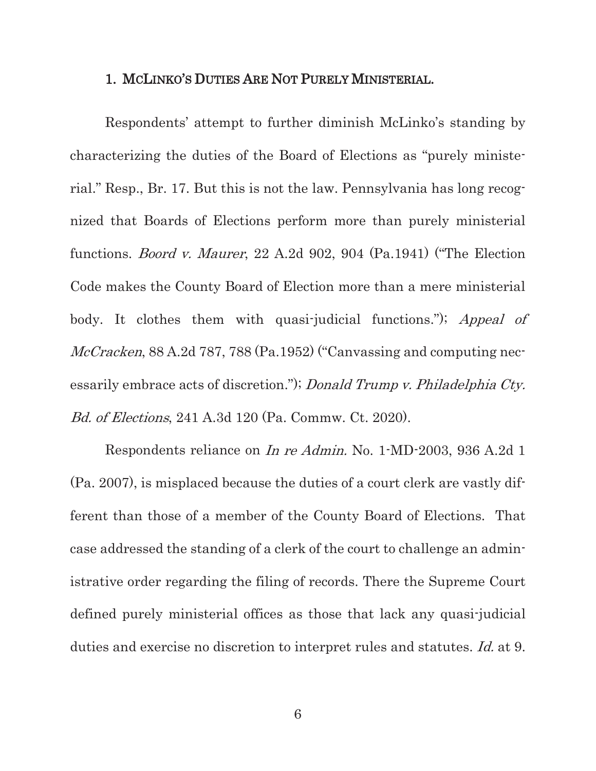### 1. McLinko's Duties Are Not Purely Ministerial.

Respondents' attempt to further diminish McLinko's standing by characterizing the duties of the Board of Elections as "purely ministerial." Resp., Br. 17. But this is not the law. Pennsylvania has long recognized that Boards of Elections perform more than purely ministerial functions. *Boord v. Maurer*, 22 A.2d 902, 904 (Pa.1941) ("The Election Code makes the County Board of Election more than a mere ministerial body. It clothes them with quasi-judicial functions."); *Appeal of McCracken*, 88 A.2d 787, 788 (Pa.1952) ("Canvassing and computing necessarily embrace acts of discretion."); *Donald Trump v. Philadelphia Cty. Bd. of Elections*, 241 A.3d 120 (Pa. Commw. Ct. 2020).

Respondents reliance on *In re Admin.* No. 1-MD-2003, 936 A.2d 1 (Pa. 2007), is misplaced because the duties of a court clerk are vastly different than those of a member of the County Board of Elections. That case addressed the standing of a clerk of the court to challenge an administrative order regarding the filing of records. There the Supreme Court defined purely ministerial offices as those that lack any quasi-judicial duties and exercise no discretion to interpret rules and statutes. *Id.* at 9.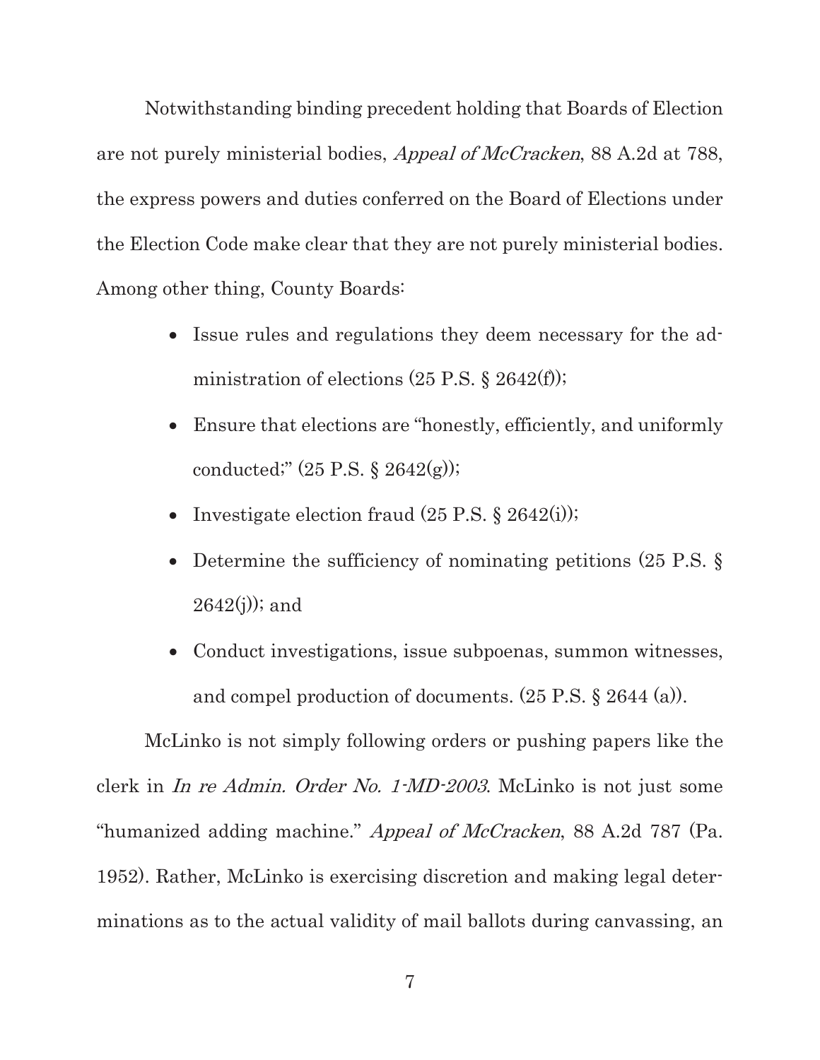Notwithstanding binding precedent holding that Boards of Election are not purely ministerial bodies, *Appeal of McCracken*, 88 A.2d at 788, the express powers and duties conferred on the Board of Elections under the Election Code make clear that they are not purely ministerial bodies. Among other thing, County Boards:

- Issue rules and regulations they deem necessary for the administration of elections (25 P.S. § 2642(f));
- Ensure that elections are "honestly, efficiently, and uniformly conducted;" (25 P.S. § 2642(g));
- Investigate election fraud (25 P.S. § 2642(i));
- Determine the sufficiency of nominating petitions (25 P.S. § 2642(j)); and
- Conduct investigations, issue subpoenas, summon witnesses, and compel production of documents. (25 P.S. § 2644 (a)).

McLinko is not simply following orders or pushing papers like the clerk in *In re Admin. Order No. 1-MD-2003*. McLinko is not just some "humanized adding machine." *Appeal of McCracken*, 88 A.2d 787 (Pa. 1952). Rather, McLinko is exercising discretion and making legal determinations as to the actual validity of mail ballots during canvassing, an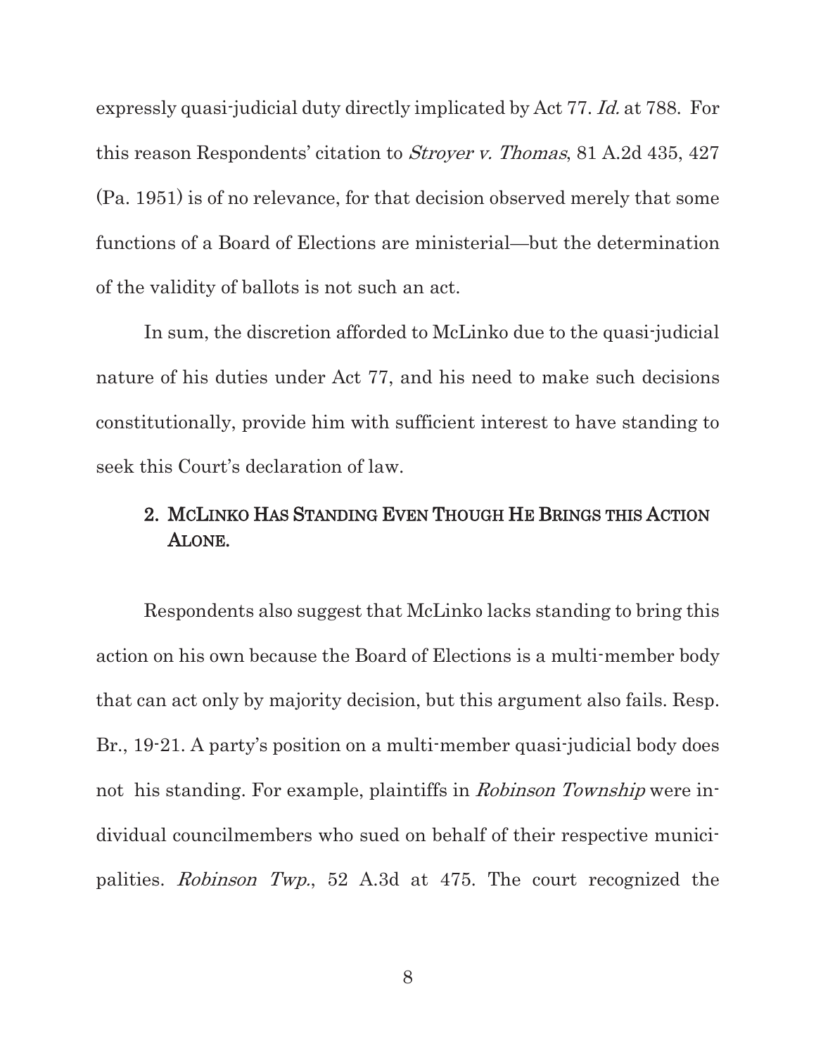expressly quasi-judicial duty directly implicated by Act 77. *Id.* at 788. For this reason Respondents' citation to *Stroyer v. Thomas*, 81 A.2d 435, 427 (Pa. 1951) is of no relevance, for that decision observed merely that some functions of a Board of Elections are ministerial—but the determination of the validity of ballots is not such an act.

In sum, the discretion afforded to McLinko due to the quasi-judicial nature of his duties under Act 77, and his need to make such decisions constitutionally, provide him with sufficient interest to have standing to seek this Court's declaration of law.

### 2. McLinko Has Standing Even Though He Brings this Action Alone.

Respondents also suggest that McLinko lacks standing to bring this action on his own because the Board of Elections is a multi-member body that can act only by majority decision, but this argument also fails. Resp. Br., 19-21. A party's position on a multi-member quasi-judicial body does not his standing. For example, plaintiffs in *Robinson Township* were individual councilmembers who sued on behalf of their respective municipalities. *Robinson Twp.*, 52 A.3d at 475. The court recognized the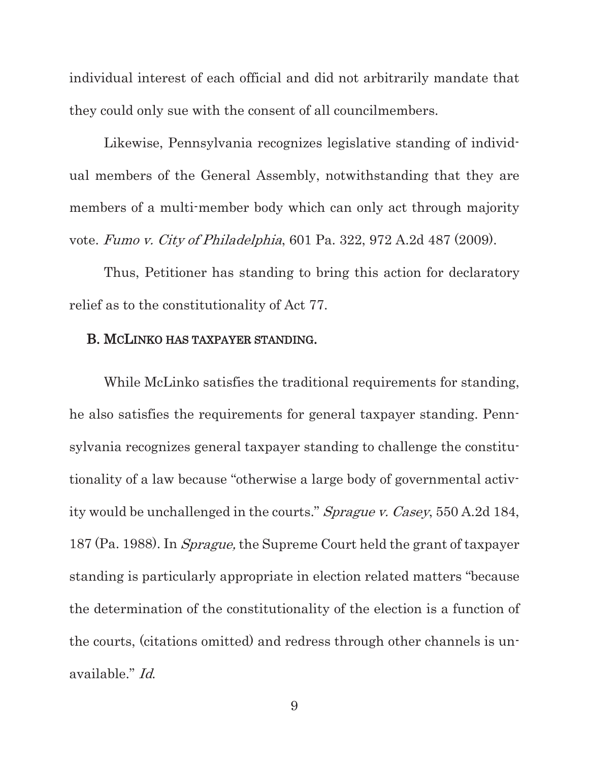individual interest of each official and did not arbitrarily mandate that they could only sue with the consent of all councilmembers.

Likewise, Pennsylvania recognizes legislative standing of individual members of the General Assembly, notwithstanding that they are members of a multi-member body which can only act through majority vote. *Fumo v. City of Philadelphia*, 601 Pa. 322, 972 A.2d 487 (2009).

Thus, Petitioner has standing to bring this action for declaratory relief as to the constitutionality of Act 77.

### B. McLinko has taxpayer standing.

While McLinko satisfies the traditional requirements for standing, he also satisfies the requirements for general taxpayer standing. Pennsylvania recognizes general taxpayer standing to challenge the constitutionality of a law because "otherwise a large body of governmental activity would be unchallenged in the courts." *Sprague v. Casey*, 550 A.2d 184, 187 (Pa. 1988). In *Sprague,* the Supreme Court held the grant of taxpayer standing is particularly appropriate in election related matters "because the determination of the constitutionality of the election is a function of the courts, (citations omitted) and redress through other channels is unavailable." *Id.*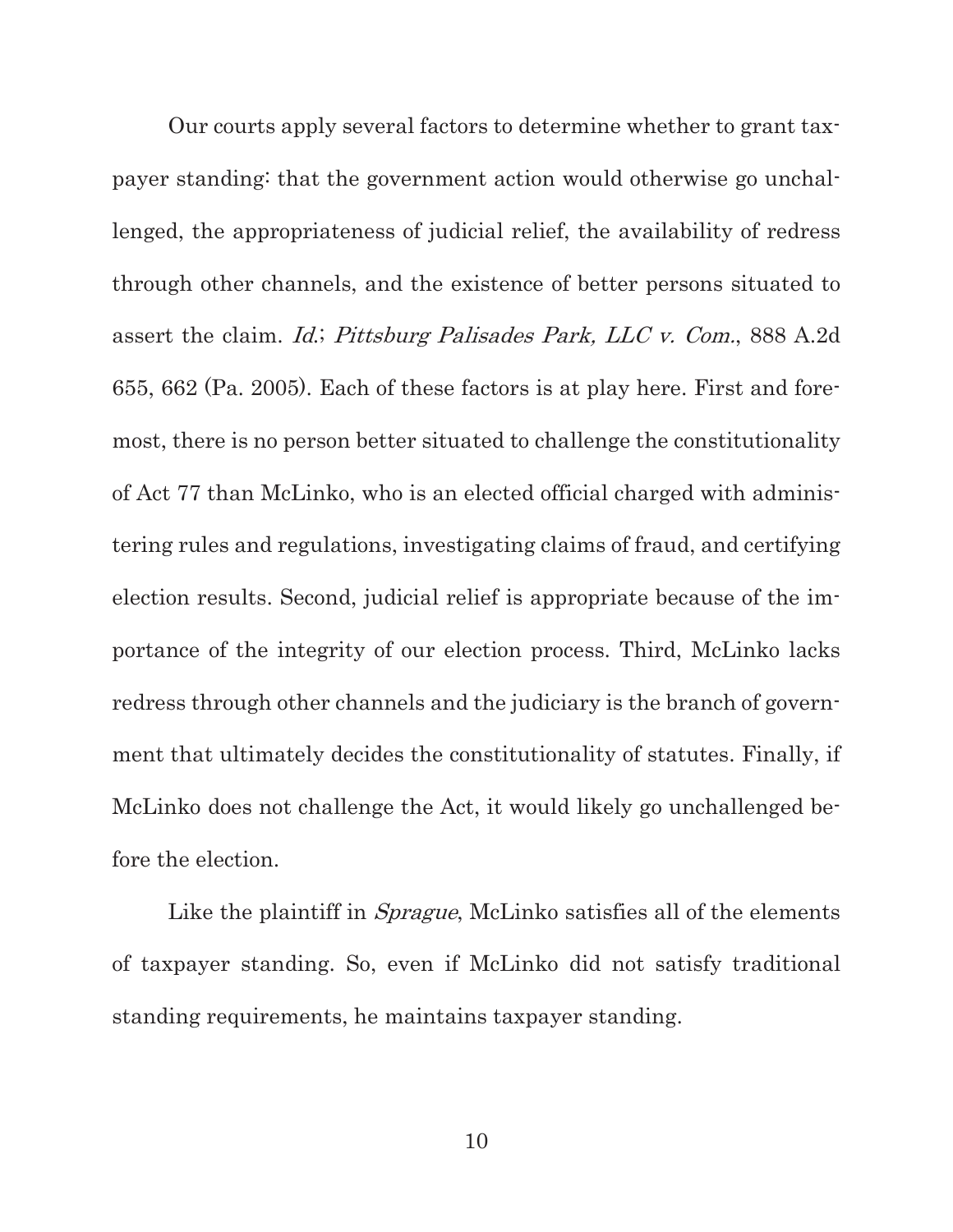Our courts apply several factors to determine whether to grant taxpayer standing: that the government action would otherwise go unchallenged, the appropriateness of judicial relief, the availability of redress through other channels, and the existence of better persons situated to assert the claim. *Id.*; *Pittsburg Palisades Park, LLC v. Com.*, 888 A.2d 655, 662 (Pa. 2005). Each of these factors is at play here. First and foremost, there is no person better situated to challenge the constitutionality of Act 77 than McLinko, who is an elected official charged with administering rules and regulations, investigating claims of fraud, and certifying election results. Second, judicial relief is appropriate because of the importance of the integrity of our election process. Third, McLinko lacks redress through other channels and the judiciary is the branch of government that ultimately decides the constitutionality of statutes. Finally, if McLinko does not challenge the Act, it would likely go unchallenged before the election.

Like the plaintiff in *Sprague*, McLinko satisfies all of the elements of taxpayer standing. So, even if McLinko did not satisfy traditional standing requirements, he maintains taxpayer standing.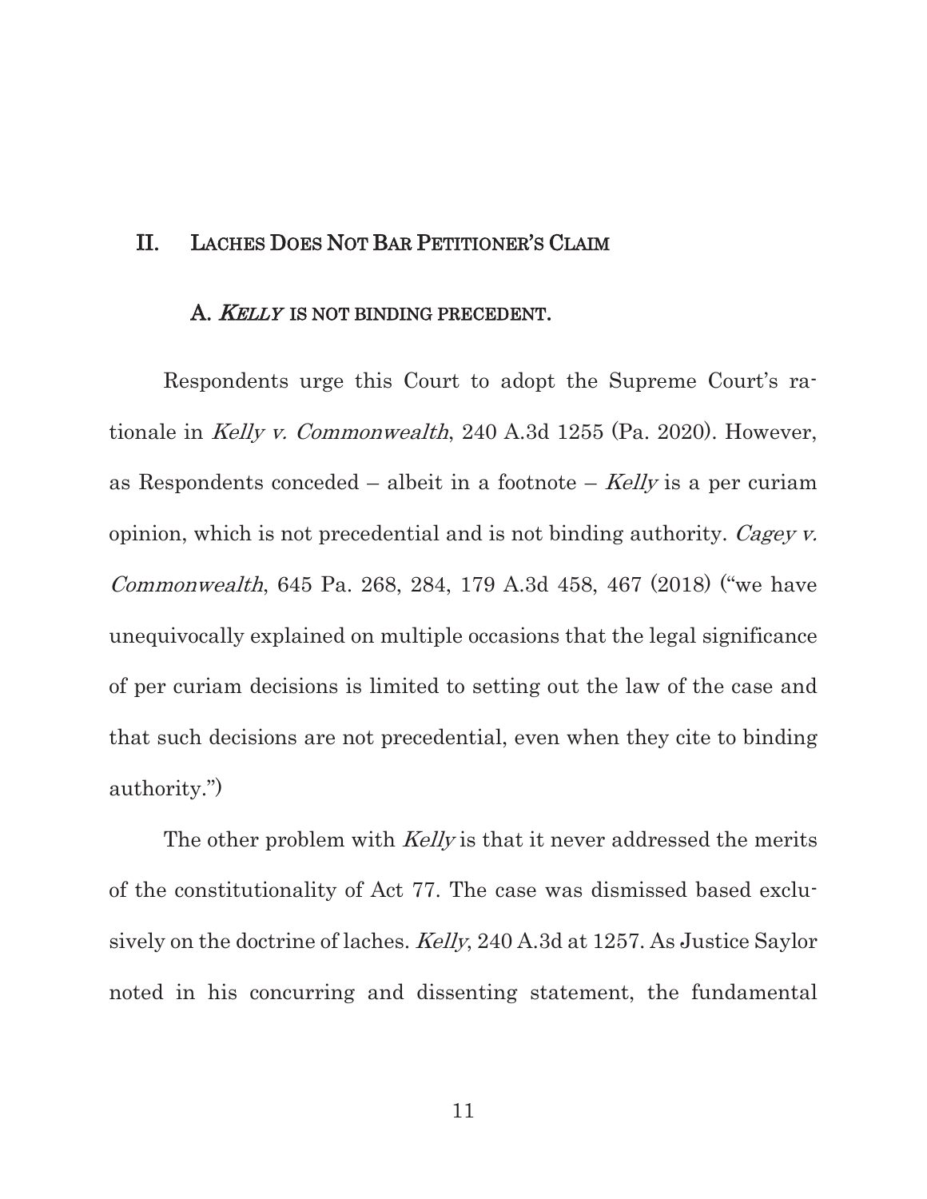## II. LACHES DOES NOT BAR PETITIONER'S CLAIM

### A. *KELLY* IS NOT BINDING PRECEDENT.

Respondents urge this Court to adopt the Supreme Court's rationale in *Kelly v. Commonwealth*, 240 A.3d 1255 (Pa. 2020). However, as Respondents conceded – albeit in a footnote – *Kelly* is a per curiam opinion, which is not precedential and is not binding authority. *Cagey v. Commonwealth*, 645 Pa. 268, 284, 179 A.3d 458, 467 (2018) ("we have unequivocally explained on multiple occasions that the legal significance of per curiam decisions is limited to setting out the law of the case and that such decisions are not precedential, even when they cite to binding authority.")

The other problem with *Kelly* is that it never addressed the merits of the constitutionality of Act 77. The case was dismissed based exclusively on the doctrine of laches. *Kelly*, 240 A.3d at 1257. As Justice Saylor noted in his concurring and dissenting statement, the fundamental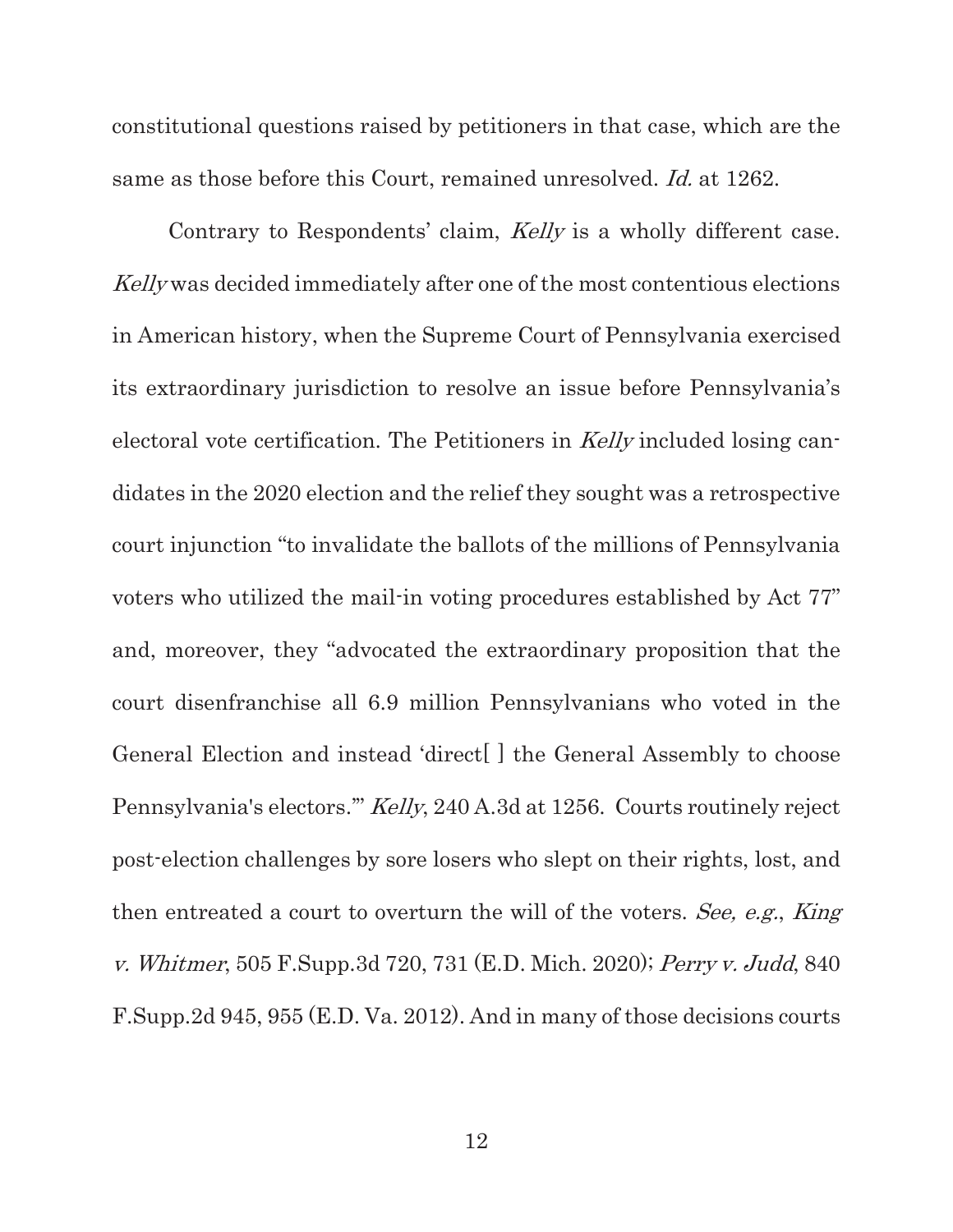constitutional questions raised by petitioners in that case, which are the same as those before this Court, remained unresolved. *Id.* at 1262.

Contrary to Respondents' claim, *Kelly* is a wholly different case. *Kelly* was decided immediately after one of the most contentious elections in American history, when the Supreme Court of Pennsylvania exercised its extraordinary jurisdiction to resolve an issue before Pennsylvania's electoral vote certification. The Petitioners in *Kelly* included losing candidates in the 2020 election and the relief they sought was a retrospective court injunction "to invalidate the ballots of the millions of Pennsylvania voters who utilized the mail-in voting procedures established by Act 77" and, moreover, they "advocated the extraordinary proposition that the court disenfranchise all 6.9 million Pennsylvanians who voted in the General Election and instead 'direct[ ] the General Assembly to choose Pennsylvania's electors.'" *Kelly*, 240 A.3d at 1256. Courts routinely reject post-election challenges by sore losers who slept on their rights, lost, and then entreated a court to overturn the will of the voters. *See, e.g.*, *King v. Whitmer*, 505 F.Supp.3d 720, 731 (E.D. Mich. 2020); *Perry v. Judd*, 840 F.Supp.2d 945, 955 (E.D. Va. 2012). And in many of those decisions courts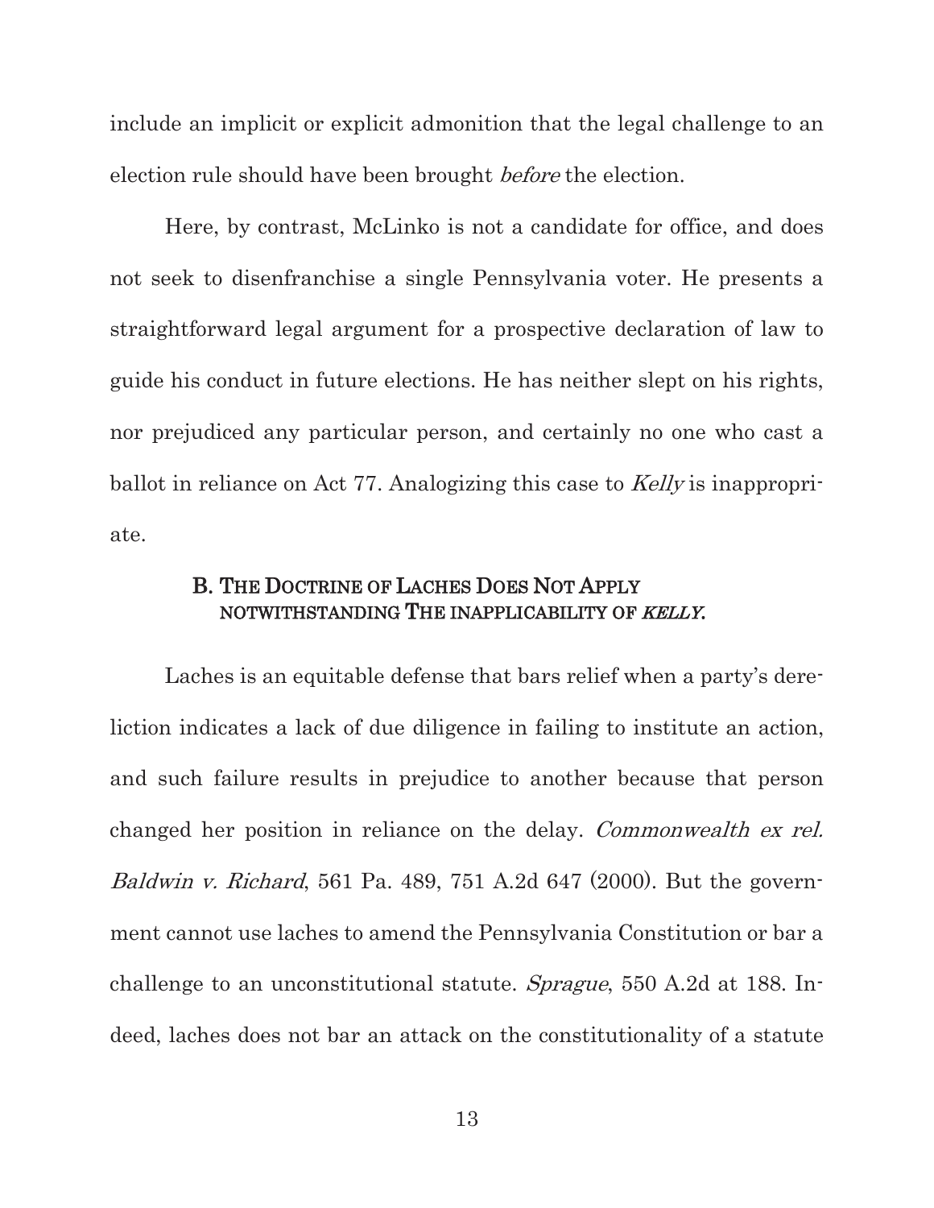include an implicit or explicit admonition that the legal challenge to an election rule should have been brought *before* the election.

Here, by contrast, McLinko is not a candidate for office, and does not seek to disenfranchise a single Pennsylvania voter. He presents a straightforward legal argument for a prospective declaration of law to guide his conduct in future elections. He has neither slept on his rights, nor prejudiced any particular person, and certainly no one who cast a ballot in reliance on Act 77. Analogizing this case to *Kelly* is inappropriate.

### B. THE DOCTRINE OF LACHES DOES NOT APPLY NOTWITHSTANDING THE INAPPLICABILITY OF *KELLY*.

Laches is an equitable defense that bars relief when a party's dereliction indicates a lack of due diligence in failing to institute an action, and such failure results in prejudice to another because that person changed her position in reliance on the delay. *Commonwealth ex rel. Baldwin v. Richard*, 561 Pa. 489, 751 A.2d 647 (2000). But the government cannot use laches to amend the Pennsylvania Constitution or bar a challenge to an unconstitutional statute. *Sprague*, 550 A.2d at 188. Indeed, laches does not bar an attack on the constitutionality of a statute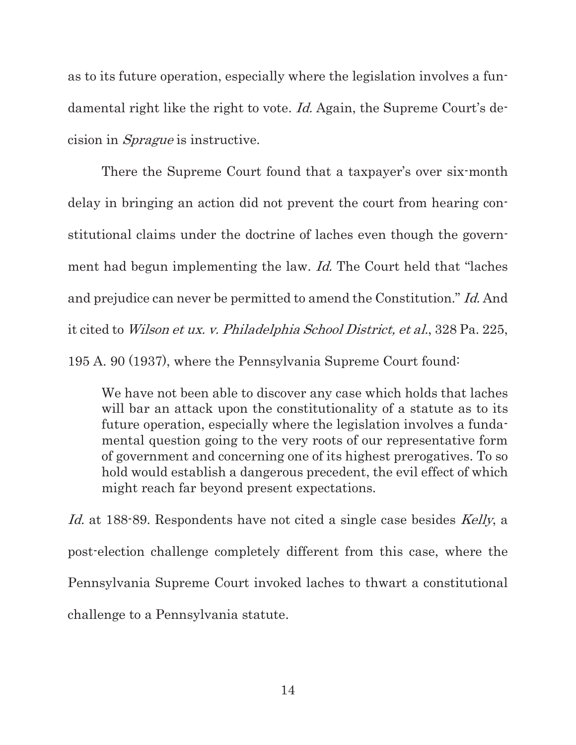as to its future operation, especially where the legislation involves a fundamental right like the right to vote. *Id.* Again, the Supreme Court's decision in *Sprague* is instructive.

There the Supreme Court found that a taxpayer's over six-month delay in bringing an action did not prevent the court from hearing constitutional claims under the doctrine of laches even though the government had begun implementing the law. *Id.* The Court held that "laches and prejudice can never be permitted to amend the Constitution." *Id.* And it cited to *Wilson et ux. v. Philadelphia School District, et al.*, 328 Pa. 225, 195 A. 90 (1937), where the Pennsylvania Supreme Court found:

> We have not been able to discover any case which holds that laches will bar an attack upon the constitutionality of a statute as to its future operation, especially where the legislation involves a fundamental question going to the very roots of our representative form of government and concerning one of its highest prerogatives. To so hold would establish a dangerous precedent, the evil effect of which might reach far beyond present expectations.

*Id.* at 188-89. Respondents have not cited a single case besides *Kelly*, a post-election challenge completely different from this case, where the Pennsylvania Supreme Court invoked laches to thwart a constitutional challenge to a Pennsylvania statute.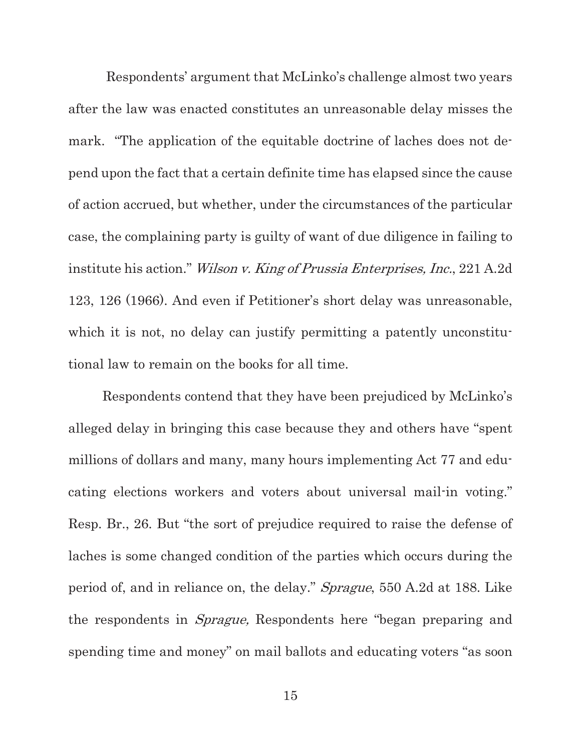Respondents' argument that McLinko's challenge almost two years after the law was enacted constitutes an unreasonable delay misses the mark. "The application of the equitable doctrine of laches does not depend upon the fact that a certain definite time has elapsed since the cause of action accrued, but whether, under the circumstances of the particular case, the complaining party is guilty of want of due diligence in failing to institute his action." *Wilson v. King of Prussia Enterprises, Inc.*, 221 A.2d 123, 126 (1966). And even if Petitioner's short delay was unreasonable, which it is not, no delay can justify permitting a patently unconstitutional law to remain on the books for all time.

Respondents contend that they have been prejudiced by McLinko's alleged delay in bringing this case because they and others have "spent millions of dollars and many, many hours implementing Act 77 and educating elections workers and voters about universal mail-in voting." Resp. Br., 26. But "the sort of prejudice required to raise the defense of laches is some changed condition of the parties which occurs during the period of, and in reliance on, the delay." *Sprague*, 550 A.2d at 188. Like the respondents in *Sprague,* Respondents here "began preparing and spending time and money" on mail ballots and educating voters "as soon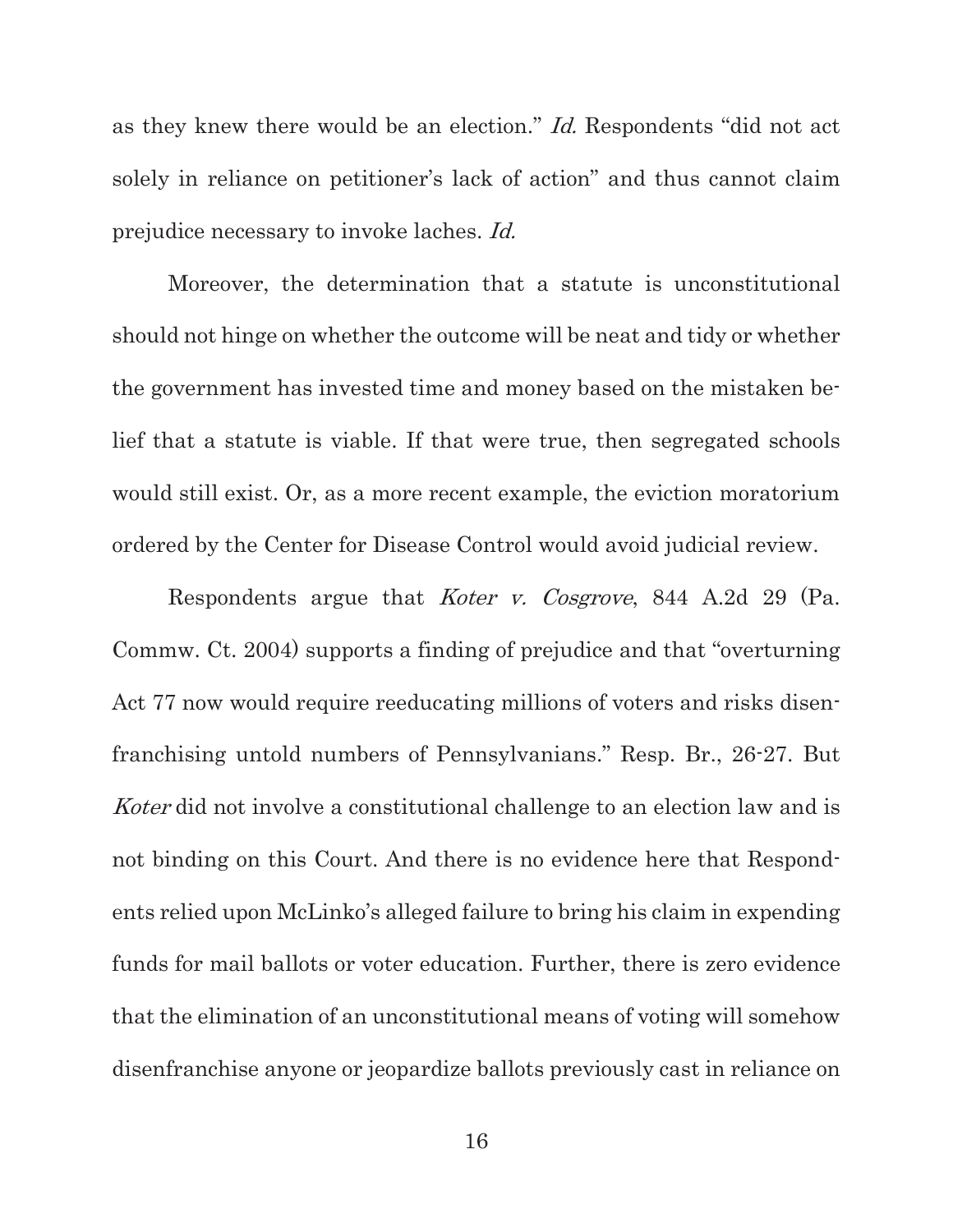as they knew there would be an election." *Id.* Respondents "did not act solely in reliance on petitioner's lack of action" and thus cannot claim prejudice necessary to invoke laches. *Id.*

Moreover, the determination that a statute is unconstitutional should not hinge on whether the outcome will be neat and tidy or whether the government has invested time and money based on the mistaken belief that a statute is viable. If that were true, then segregated schools would still exist. Or, as a more recent example, the eviction moratorium ordered by the Center for Disease Control would avoid judicial review.

Respondents argue that *Koter v. Cosgrove*, 844 A.2d 29 (Pa. Commw. Ct. 2004) supports a finding of prejudice and that "overturning Act 77 now would require reeducating millions of voters and risks disenfranchising untold numbers of Pennsylvanians." Resp. Br., 26-27. But *Koter* did not involve a constitutional challenge to an election law and is not binding on this Court. And there is no evidence here that Respondents relied upon McLinko's alleged failure to bring his claim in expending funds for mail ballots or voter education. Further, there is zero evidence that the elimination of an unconstitutional means of voting will somehow disenfranchise anyone or jeopardize ballots previously cast in reliance on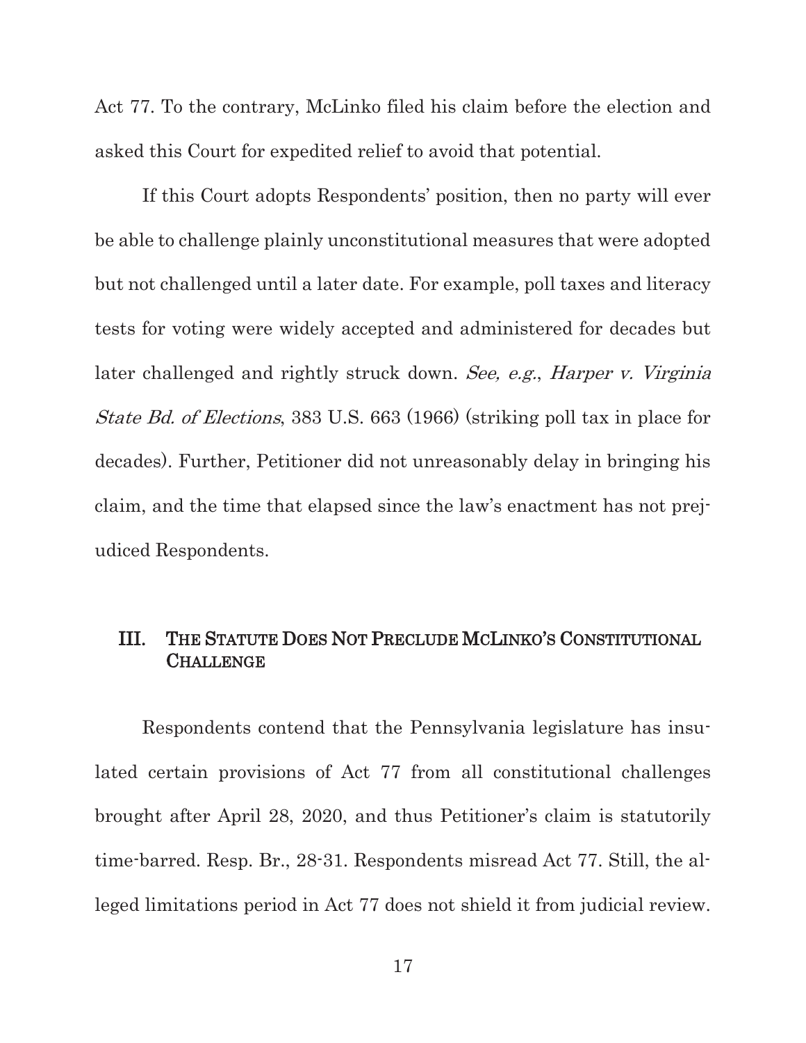Act 77. To the contrary, McLinko filed his claim before the election and asked this Court for expedited relief to avoid that potential.

If this Court adopts Respondents' position, then no party will ever be able to challenge plainly unconstitutional measures that were adopted but not challenged until a later date. For example, poll taxes and literacy tests for voting were widely accepted and administered for decades but later challenged and rightly struck down. *See, e.g.*, *Harper v. Virginia State Bd. of Elections*, 383 U.S. 663 (1966) (striking poll tax in place for decades). Further, Petitioner did not unreasonably delay in bringing his claim, and the time that elapsed since the law's enactment has not prejudiced Respondents.

## III. The Statute Does Not Preclude McLinko's Constitutional Challenge

Respondents contend that the Pennsylvania legislature has insulated certain provisions of Act 77 from all constitutional challenges brought after April 28, 2020, and thus Petitioner's claim is statutorily time-barred. Resp. Br., 28-31. Respondents misread Act 77. Still, the alleged limitations period in Act 77 does not shield it from judicial review.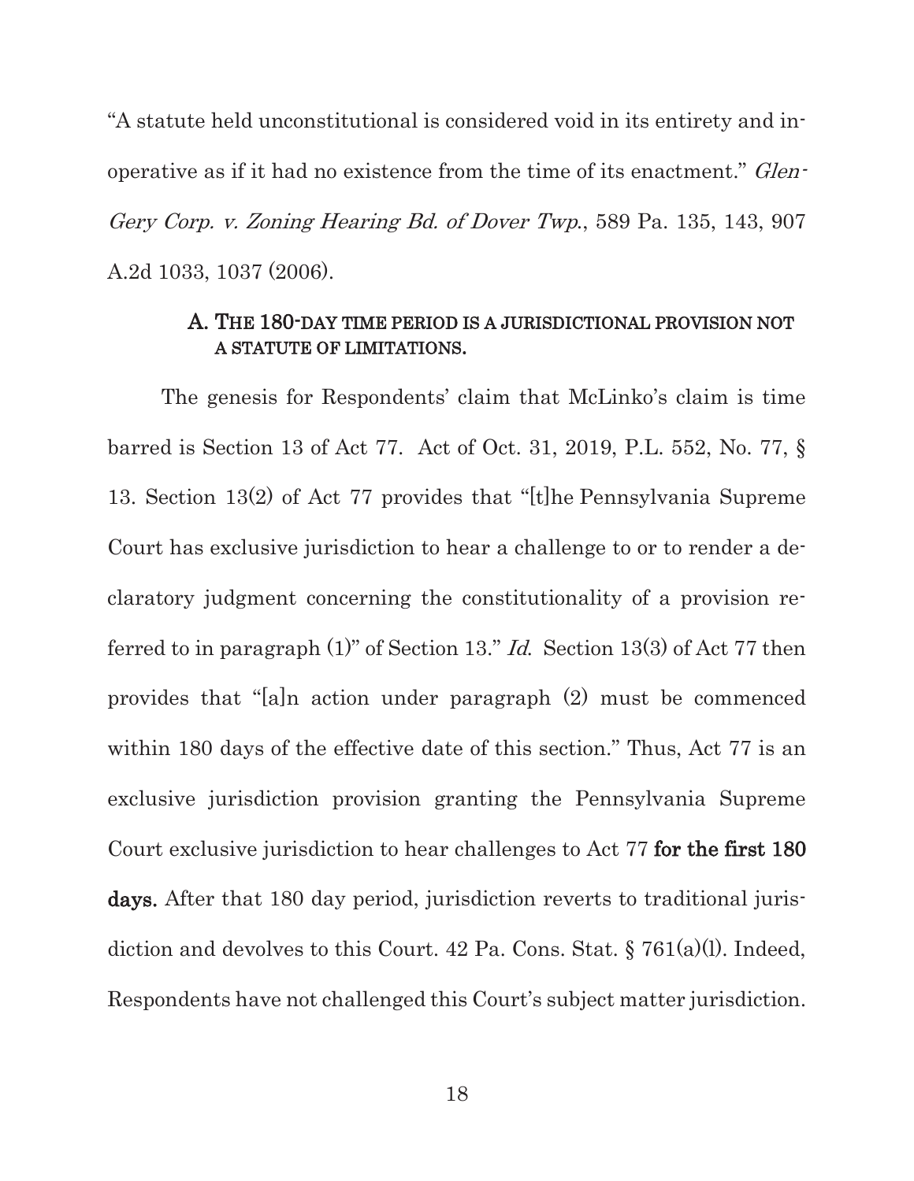"A statute held unconstitutional is considered void in its entirety and inoperative as if it had no existence from the time of its enactment." *Glen-Gery Corp. v. Zoning Hearing Bd. of Dover Twp.*, 589 Pa. 135, 143, 907 A.2d 1033, 1037 (2006).

### A. THE 180-DAY TIME PERIOD IS A JURISDICTIONAL PROVISION NOT A STATUTE OF LIMITATIONS.

The genesis for Respondents' claim that McLinko's claim is time barred is Section 13 of Act 77. Act of Oct. 31, 2019, P.L. 552, No. 77, § 13. Section 13(2) of Act 77 provides that "[t]he Pennsylvania Supreme Court has exclusive jurisdiction to hear a challenge to or to render a declaratory judgment concerning the constitutionality of a provision referred to in paragraph (1)" of Section 13." *Id.* Section 13(3) of Act 77 then provides that "[a]n action under paragraph (2) must be commenced within 180 days of the effective date of this section." Thus, Act 77 is an exclusive jurisdiction provision granting the Pennsylvania Supreme Court exclusive jurisdiction to hear challenges to Act 77 **for the first 180 days.** After that 180 day period, jurisdiction reverts to traditional jurisdiction and devolves to this Court. 42 Pa. Cons. Stat. § 761(a)(l). Indeed, Respondents have not challenged this Court's subject matter jurisdiction.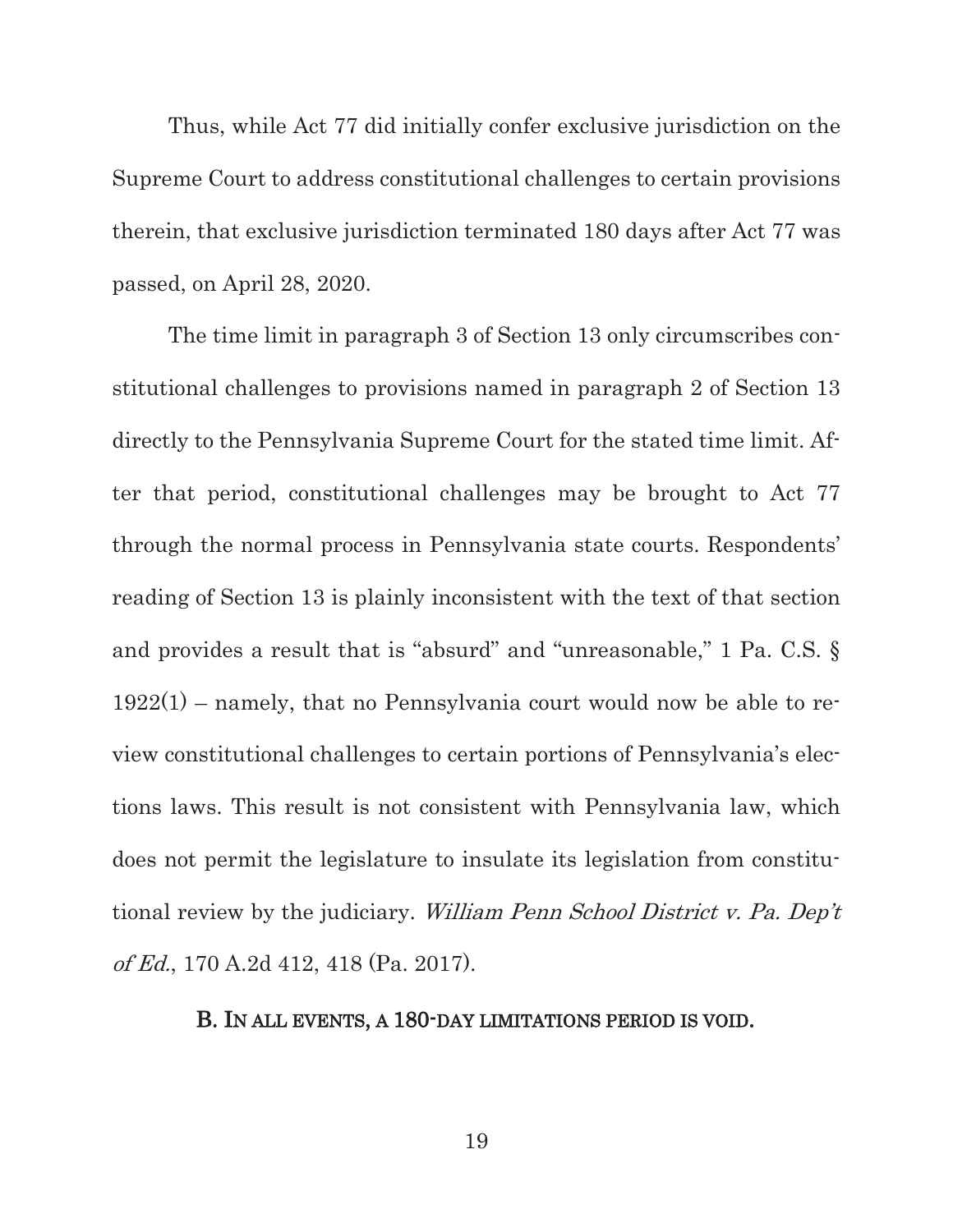Thus, while Act 77 did initially confer exclusive jurisdiction on the Supreme Court to address constitutional challenges to certain provisions therein, that exclusive jurisdiction terminated 180 days after Act 77 was passed, on April 28, 2020.

The time limit in paragraph 3 of Section 13 only circumscribes constitutional challenges to provisions named in paragraph 2 of Section 13 directly to the Pennsylvania Supreme Court for the stated time limit. After that period, constitutional challenges may be brought to Act 77 through the normal process in Pennsylvania state courts. Respondents' reading of Section 13 is plainly inconsistent with the text of that section and provides a result that is "absurd" and "unreasonable," 1 Pa. C.S. § 1922(1) – namely, that no Pennsylvania court would now be able to review constitutional challenges to certain portions of Pennsylvania's elections laws. This result is not consistent with Pennsylvania law, which does not permit the legislature to insulate its legislation from constitutional review by the judiciary. *William Penn School District v. Pa. Dep't of Ed.*, 170 A.2d 412, 418 (Pa. 2017).

### B. In all events, a 180-day limitations period is void.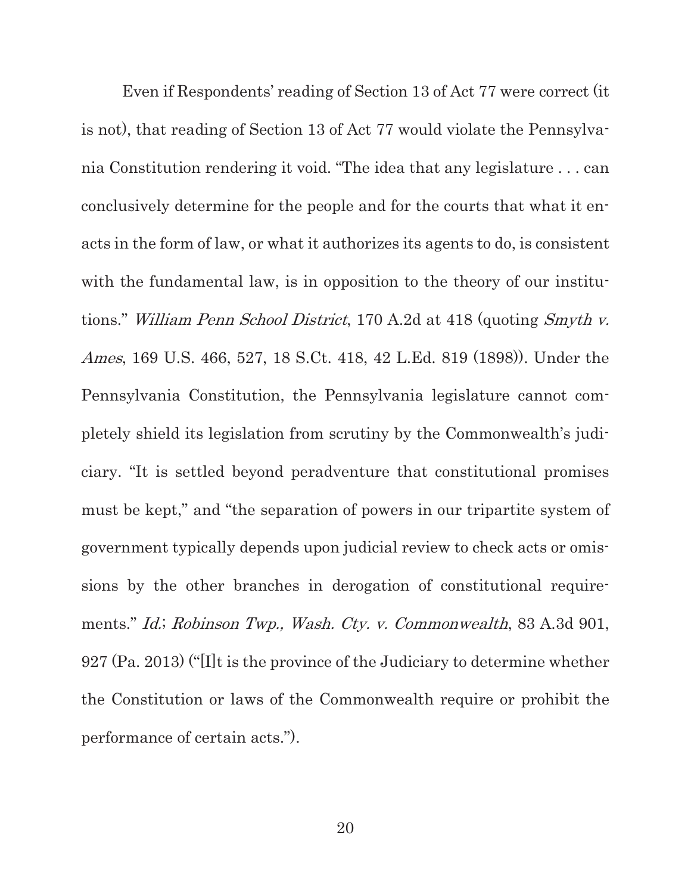Even if Respondents' reading of Section 13 of Act 77 were correct (it is not), that reading of Section 13 of Act 77 would violate the Pennsylvania Constitution rendering it void. "The idea that any legislature . . . can conclusively determine for the people and for the courts that what it enacts in the form of law, or what it authorizes its agents to do, is consistent with the fundamental law, is in opposition to the theory of our institutions." *William Penn School District*, 170 A.2d at 418 (quoting *Smyth v. Ames*, 169 U.S. 466, 527, 18 S.Ct. 418, 42 L.Ed. 819 (1898)). Under the Pennsylvania Constitution, the Pennsylvania legislature cannot completely shield its legislation from scrutiny by the Commonwealth's judiciary. "It is settled beyond peradventure that constitutional promises must be kept," and "the separation of powers in our tripartite system of government typically depends upon judicial review to check acts or omissions by the other branches in derogation of constitutional requirements." *Id.*; *Robinson Twp., Wash. Cty. v. Commonwealth*, 83 A.3d 901, 927 (Pa. 2013) ("[I]t is the province of the Judiciary to determine whether the Constitution or laws of the Commonwealth require or prohibit the performance of certain acts.").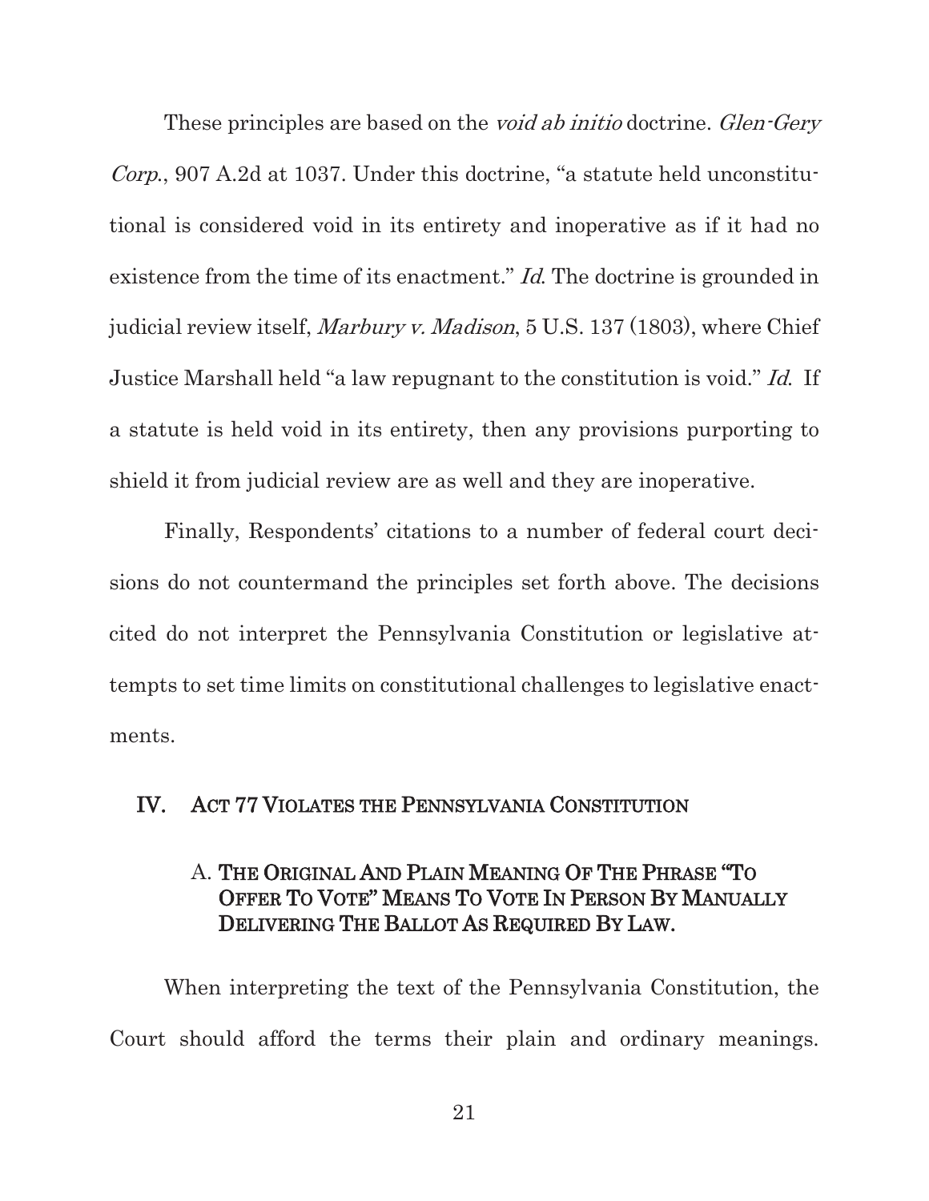These principles are based on the *void ab initio* doctrine. *Glen-Gery Corp.*, 907 A.2d at 1037. Under this doctrine, "a statute held unconstitutional is considered void in its entirety and inoperative as if it had no existence from the time of its enactment." *Id.* The doctrine is grounded in judicial review itself, *Marbury v. Madison*, 5 U.S. 137 (1803), where Chief Justice Marshall held "a law repugnant to the constitution is void." *Id.* If a statute is held void in its entirety, then any provisions purporting to shield it from judicial review are as well and they are inoperative.

Finally, Respondents' citations to a number of federal court decisions do not countermand the principles set forth above. The decisions cited do not interpret the Pennsylvania Constitution or legislative attempts to set time limits on constitutional challenges to legislative enactments.

## IV. ACT 77 VIOLATES THE PENNSYLVANIA CONSTITUTION

### A. THE ORIGINAL AND PLAIN MEANING OF THE PHRASE "TO OFFER TO VOTE" MEANS TO VOTE IN PERSON BY MANUALLY DELIVERING THE BALLOT AS REQUIRED BY LAW.

When interpreting the text of the Pennsylvania Constitution, the Court should afford the terms their plain and ordinary meanings.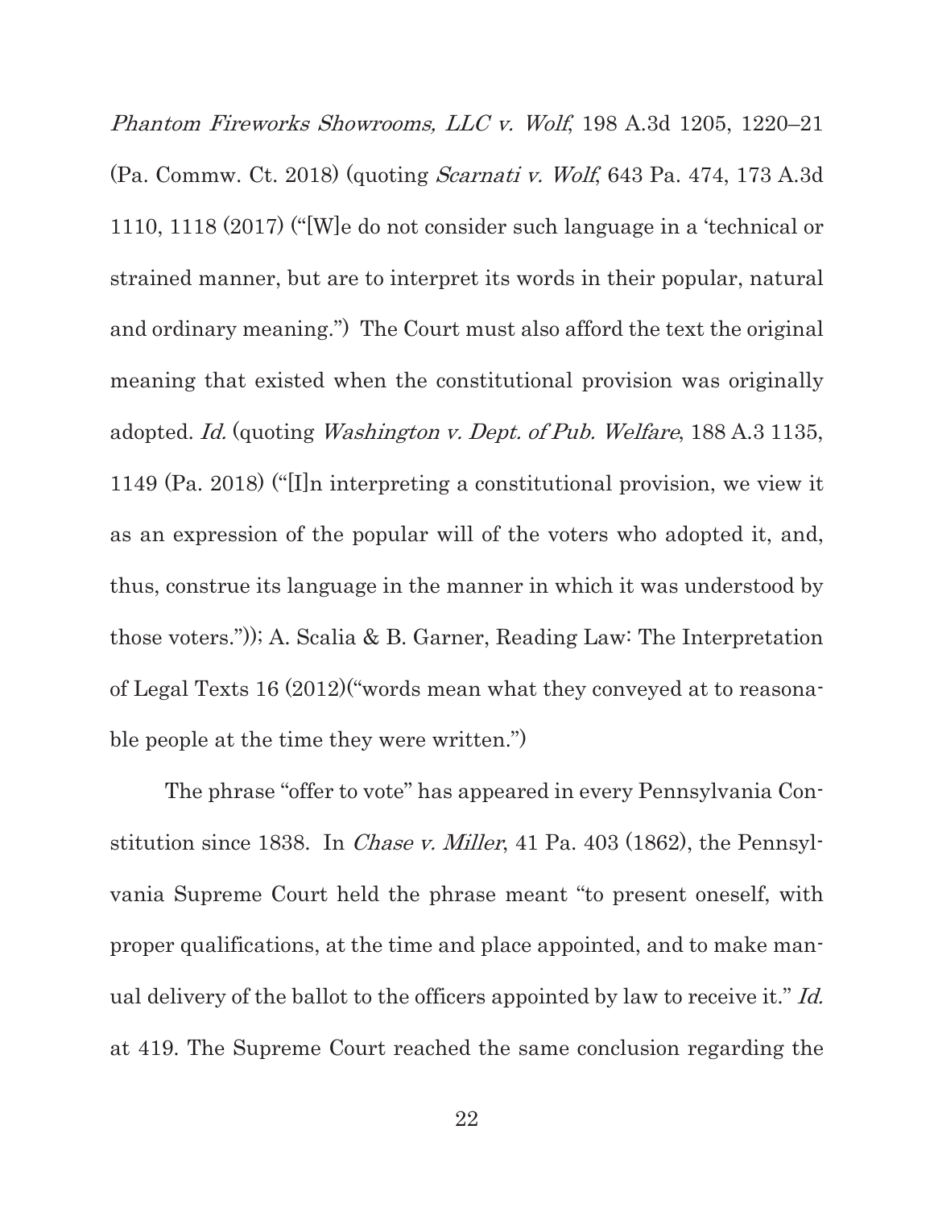*Phantom Fireworks Showrooms, LLC v. Wolf*, 198 A.3d 1205, 1220–21 (Pa. Commw. Ct. 2018) (quoting *Scarnati v. Wolf*, 643 Pa. 474, 173 A.3d 1110, 1118 (2017) ("[W]e do not consider such language in a 'technical or strained manner, but are to interpret its words in their popular, natural and ordinary meaning.") The Court must also afford the text the original meaning that existed when the constitutional provision was originally adopted. *Id.* (quoting *Washington v. Dept. of Pub. Welfare*, 188 A.3 1135, 1149 (Pa. 2018) ("[I]n interpreting a constitutional provision, we view it as an expression of the popular will of the voters who adopted it, and, thus, construe its language in the manner in which it was understood by those voters.")); A. Scalia & B. Garner, Reading Law: The Interpretation of Legal Texts 16 (2012)("words mean what they conveyed at to reasonable people at the time they were written.")

The phrase "offer to vote" has appeared in every Pennsylvania Constitution since 1838. In *Chase v. Miller*, 41 Pa. 403 (1862), the Pennsylvania Supreme Court held the phrase meant "to present oneself, with proper qualifications, at the time and place appointed, and to make manual delivery of the ballot to the officers appointed by law to receive it." *Id.* at 419. The Supreme Court reached the same conclusion regarding the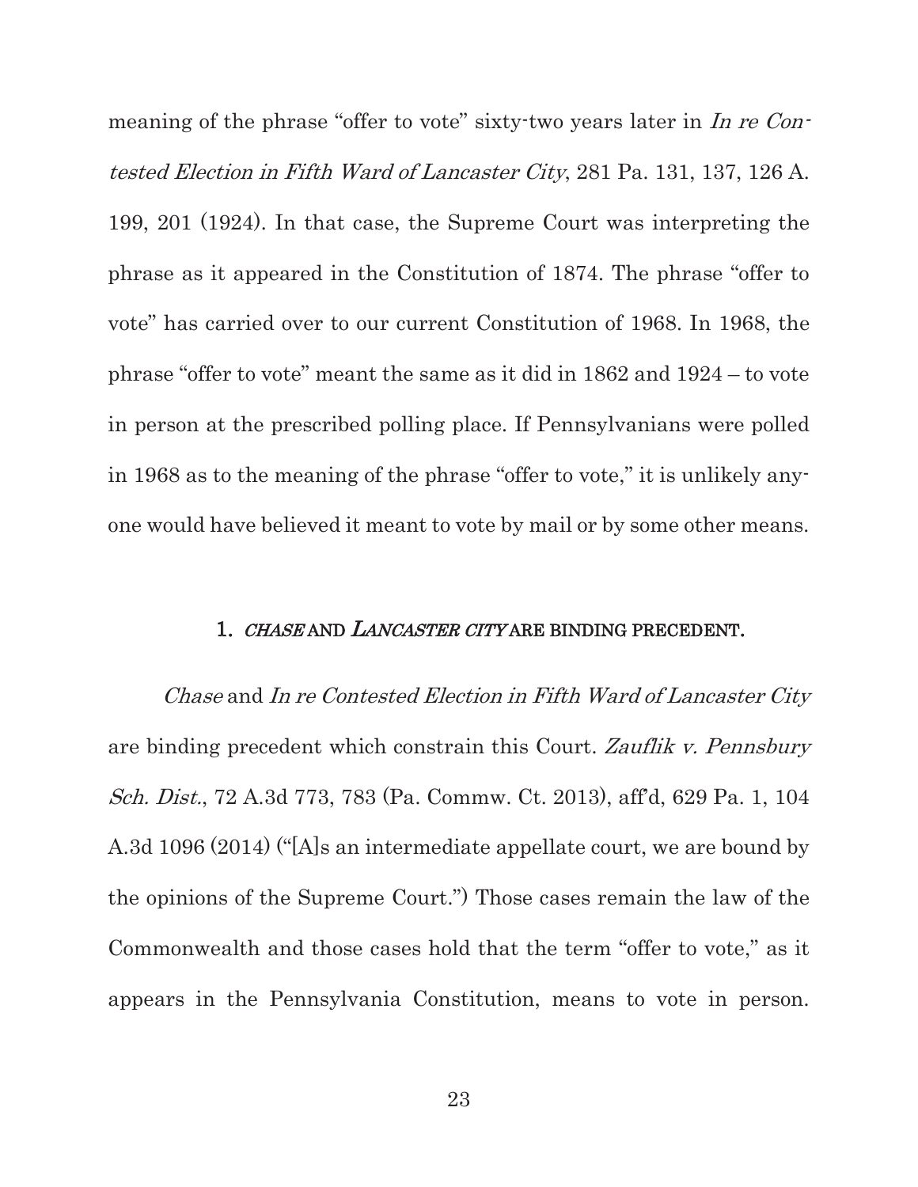meaning of the phrase "offer to vote" sixty-two years later in *In re Contested Election in Fifth Ward of Lancaster City*, 281 Pa. 131, 137, 126 A. 199, 201 (1924). In that case, the Supreme Court was interpreting the phrase as it appeared in the Constitution of 1874. The phrase "offer to vote" has carried over to our current Constitution of 1968. In 1968, the phrase "offer to vote" meant the same as it did in 1862 and 1924 – to vote in person at the prescribed polling place. If Pennsylvanians were polled in 1968 as to the meaning of the phrase "offer to vote," it is unlikely anyone would have believed it meant to vote by mail or by some other means.

### 1. *CHASE* AND *LANCASTER CITY* ARE BINDING PRECEDENT.

*Chase* and *In re Contested Election in Fifth Ward of Lancaster City* are binding precedent which constrain this Court. *Zauflik v. Pennsbury Sch. Dist.*, 72 A.3d 773, 783 (Pa. Commw. Ct. 2013), aff'd, 629 Pa. 1, 104 A.3d 1096 (2014) ("[A]s an intermediate appellate court, we are bound by the opinions of the Supreme Court.") Those cases remain the law of the Commonwealth and those cases hold that the term "offer to vote," as it appears in the Pennsylvania Constitution, means to vote in person.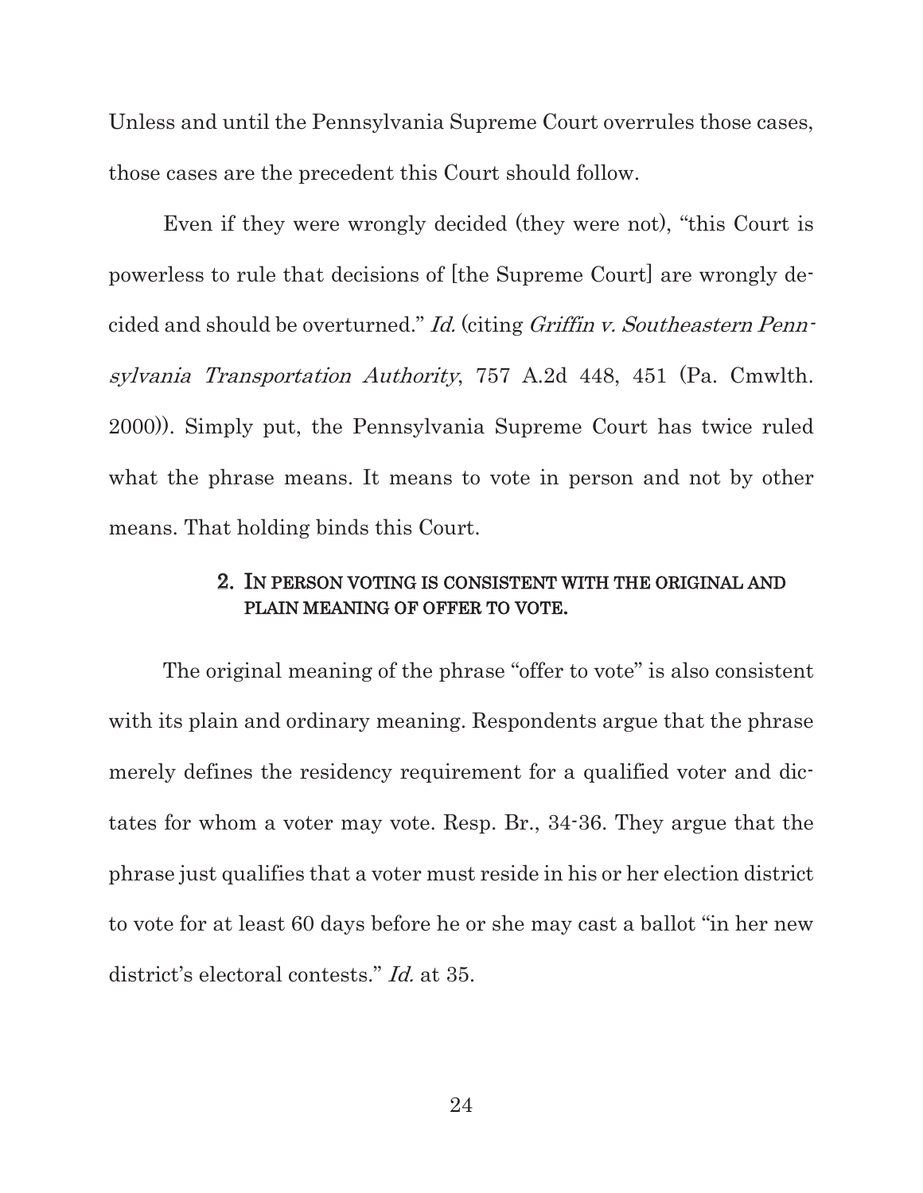Unless and until the Pennsylvania Supreme Court overrules those cases, those cases are the precedent this Court should follow.

Even if they were wrongly decided (they were not), "this Court is powerless to rule that decisions of [the Supreme Court] are wrongly decided and should be overturned." *Id.* (citing *Griffin v. Southeastern Pennsylvania Transportation Authority*, 757 A.2d 448, 451 (Pa. Cmwlth. 2000)). Simply put, the Pennsylvania Supreme Court has twice ruled what the phrase means. It means to vote in person and not by other means. That holding binds this Court.

### 2. In person voting is consistent with the original and plain meaning of offer to vote.

The original meaning of the phrase "offer to vote" is also consistent with its plain and ordinary meaning. Respondents argue that the phrase merely defines the residency requirement for a qualified voter and dictates for whom a voter may vote. Resp. Br., 34-36. They argue that the phrase just qualifies that a voter must reside in his or her election district to vote for at least 60 days before he or she may cast a ballot "in her new district's electoral contests." *Id.* at 35.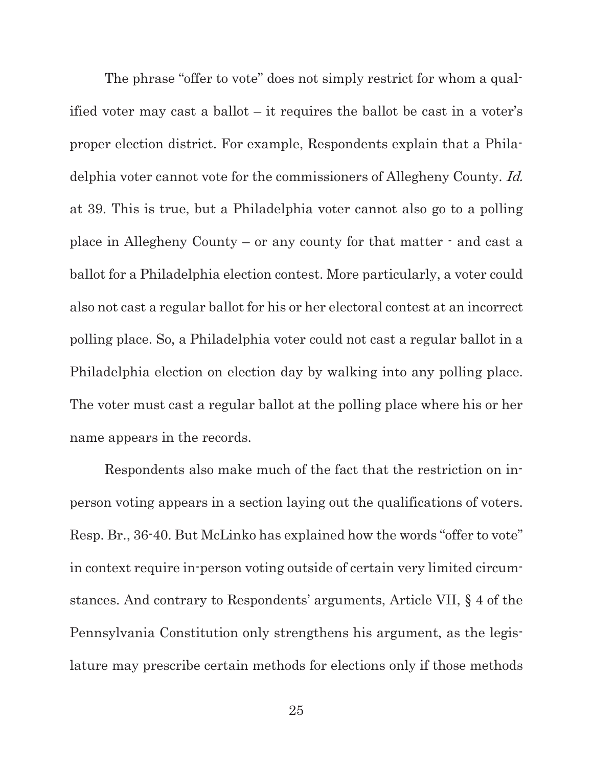The phrase "offer to vote" does not simply restrict for whom a qualified voter may cast a ballot – it requires the ballot be cast in a voter's proper election district. For example, Respondents explain that a Philadelphia voter cannot vote for the commissioners of Allegheny County. *Id.* at 39. This is true, but a Philadelphia voter cannot also go to a polling place in Allegheny County – or any county for that matter - and cast a ballot for a Philadelphia election contest. More particularly, a voter could also not cast a regular ballot for his or her electoral contest at an incorrect polling place. So, a Philadelphia voter could not cast a regular ballot in a Philadelphia election on election day by walking into any polling place. The voter must cast a regular ballot at the polling place where his or her name appears in the records.

Respondents also make much of the fact that the restriction on in-person voting appears in a section laying out the qualifications of voters. Resp. Br., 36-40. But McLinko has explained how the words "offer to vote" in context require in-person voting outside of certain very limited circumstances. And contrary to Respondents' arguments, Article VII, § 4 of the Pennsylvania Constitution only strengthens his argument, as the legislature may prescribe certain methods for elections only if those methods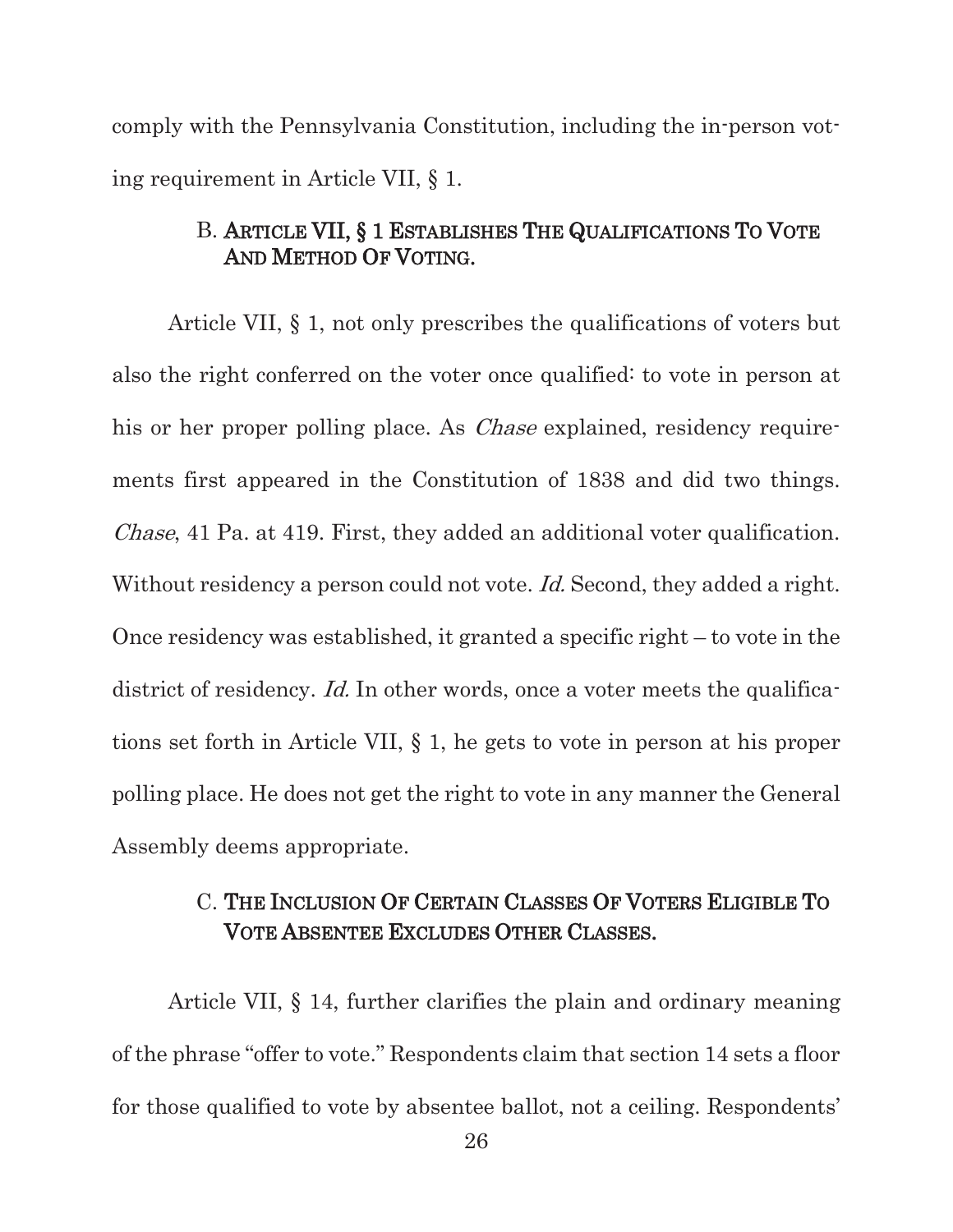comply with the Pennsylvania Constitution, including the in-person voting requirement in Article VII, § 1.

### B. Article VII, § 1 Establishes The Qualifications To Vote And Method Of Voting.

Article VII, § 1, not only prescribes the qualifications of voters but also the right conferred on the voter once qualified: to vote in person at his or her proper polling place. As *Chase* explained, residency requirements first appeared in the Constitution of 1838 and did two things. *Chase*, 41 Pa. at 419. First, they added an additional voter qualification. Without residency a person could not vote. *Id.* Second, they added a right. Once residency was established, it granted a specific right – to vote in the district of residency. *Id.* In other words, once a voter meets the qualifications set forth in Article VII, § 1, he gets to vote in person at his proper polling place. He does not get the right to vote in any manner the General Assembly deems appropriate.

### C. The Inclusion Of Certain Classes Of Voters Eligible To Vote Absentee Excludes Other Classes.

Article VII, § 14, further clarifies the plain and ordinary meaning of the phrase "offer to vote." Respondents claim that section 14 sets a floor for those qualified to vote by absentee ballot, not a ceiling. Respondents'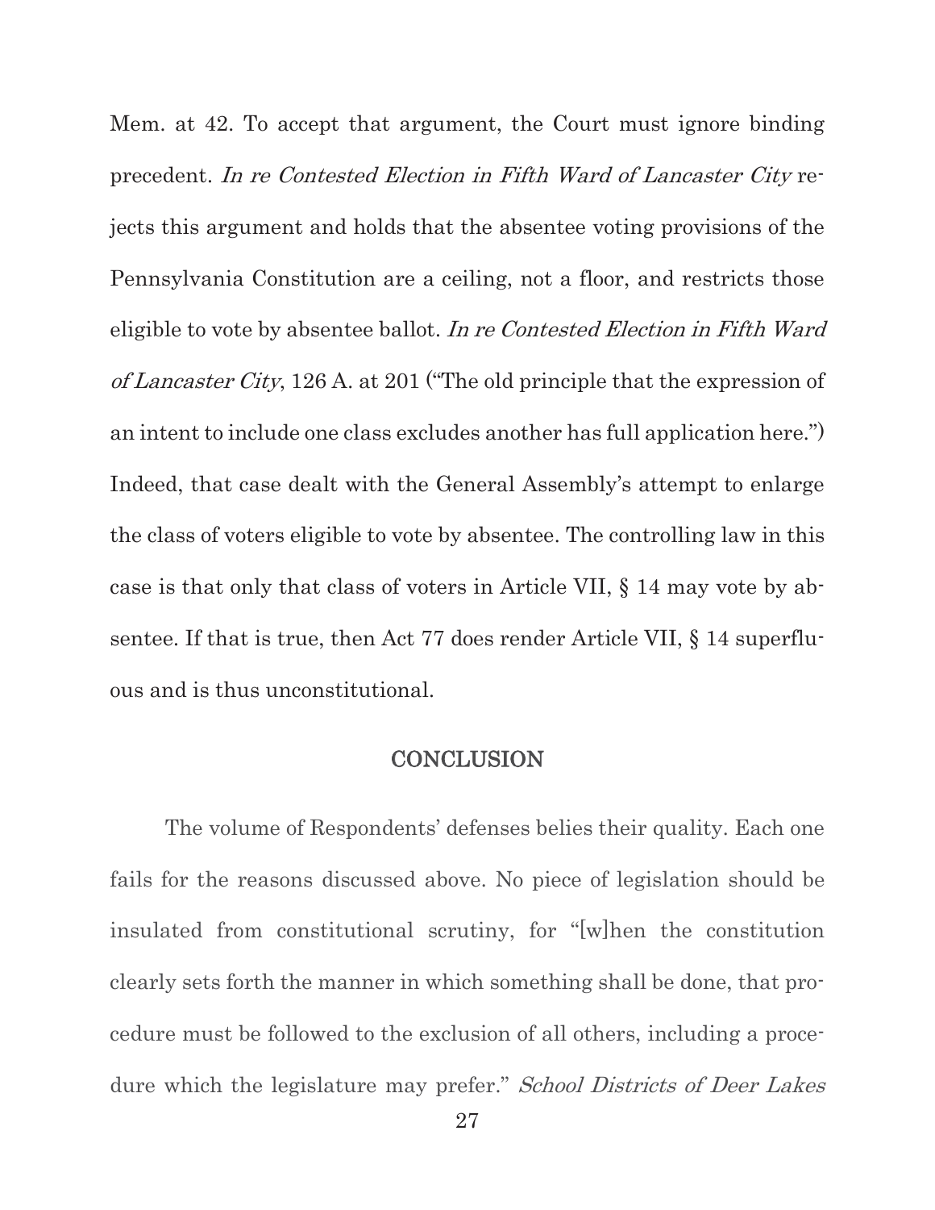Mem. at 42. To accept that argument, the Court must ignore binding precedent. *In re Contested Election in Fifth Ward of Lancaster City* rejects this argument and holds that the absentee voting provisions of the Pennsylvania Constitution are a ceiling, not a floor, and restricts those eligible to vote by absentee ballot. *In re Contested Election in Fifth Ward of Lancaster City*, 126 A. at 201 ("The old principle that the expression of an intent to include one class excludes another has full application here.") Indeed, that case dealt with the General Assembly's attempt to enlarge the class of voters eligible to vote by absentee. The controlling law in this case is that only that class of voters in Article VII, § 14 may vote by absentee. If that is true, then Act 77 does render Article VII, § 14 superfluous and is thus unconstitutional.

## CONCLUSION

The volume of Respondents' defenses belies their quality. Each one fails for the reasons discussed above. No piece of legislation should be insulated from constitutional scrutiny, for "[w]hen the constitution clearly sets forth the manner in which something shall be done, that procedure must be followed to the exclusion of all others, including a procedure which the legislature may prefer." *School Districts of Deer Lakes*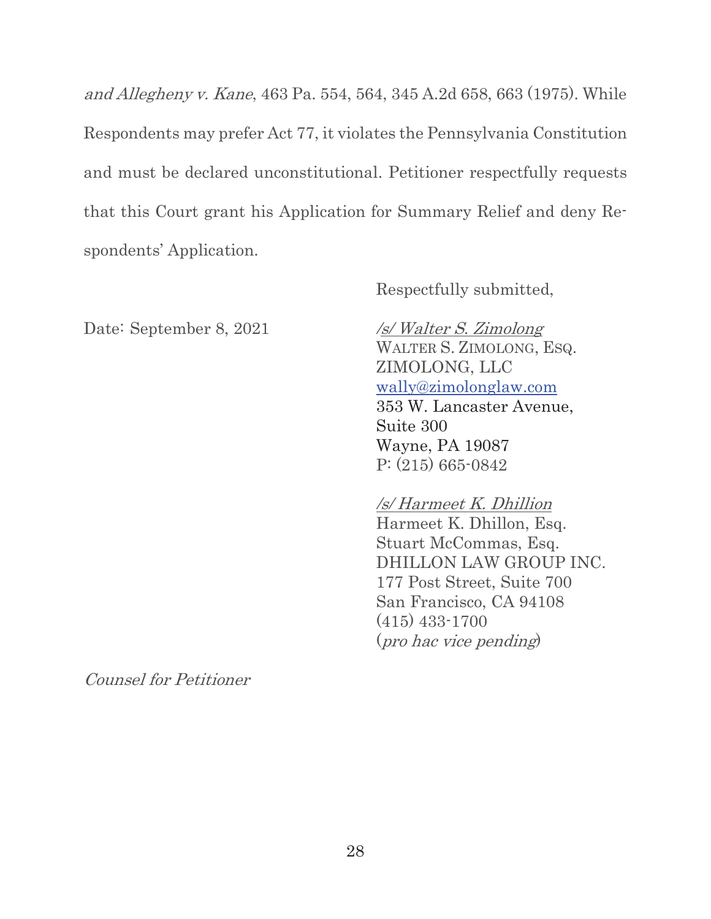*and Allegheny v. Kane*, 463 Pa. 554, 564, 345 A.2d 658, 663 (1975). While Respondents may prefer Act 77, it violates the Pennsylvania Constitution and must be declared unconstitutional. Petitioner respectfully requests that this Court grant his Application for Summary Relief and deny Respondents' Application.

Respectfully submitted,

Date: September 8, 2021

*/s/ Walter S. Zimolong*
WALTER S. ZIMOLONG, ESQ.
ZIMOLONG, LLC
wally@zimolonglaw.com
353 W. Lancaster Avenue,
Suite 300
Wayne, PA 19087
P: (215) 665-0842

*/s/ Harmeet K. Dhillion*
Harmeet K. Dhillon, Esq.
Stuart McCommas, Esq.
DHILLON LAW GROUP INC.
177 Post Street, Suite 700
San Francisco, CA 94108
(415) 433-1700
(*pro hac vice pending*)

*Counsel for Petitioner*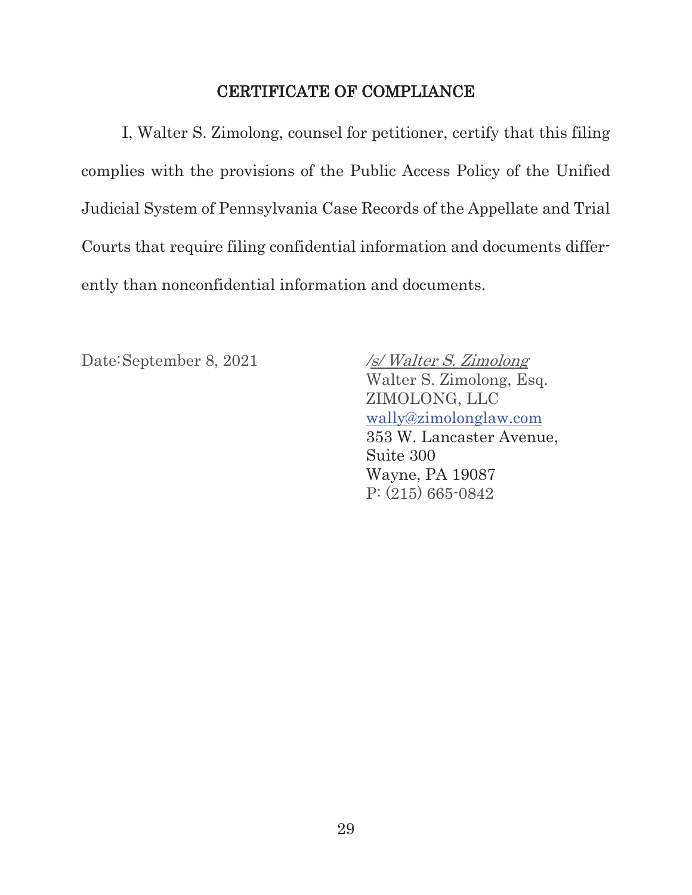## CERTIFICATE OF COMPLIANCE

I, Walter S. Zimolong, counsel for petitioner, certify that this filing complies with the provisions of the Public Access Policy of the Unified Judicial System of Pennsylvania Case Records of the Appellate and Trial Courts that require filing confidential information and documents differently than nonconfidential information and documents.

Date:September 8, 2021

*/s/ Walter S. Zimolong*
Walter S. Zimolong, Esq.
ZIMOLONG, LLC
wally@zimolonglaw.com
353 W. Lancaster Avenue,
Suite 300
Wayne, PA 19087
P: (215) 665-0842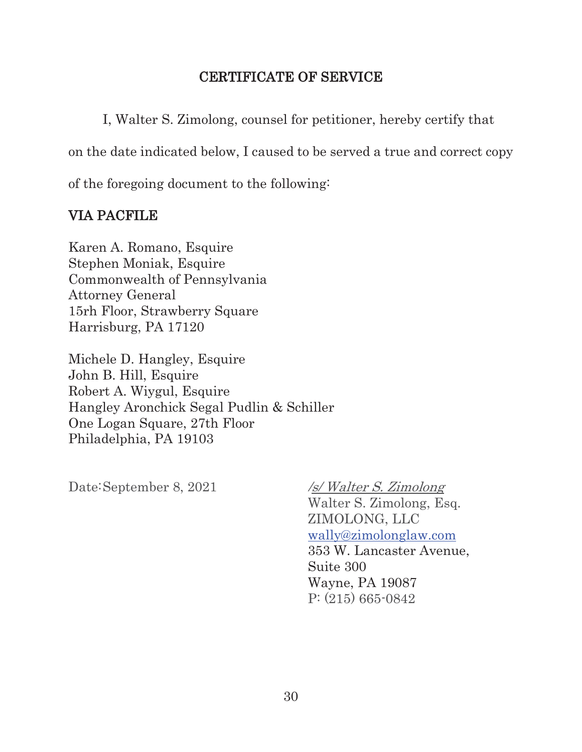## CERTIFICATE OF SERVICE

I, Walter S. Zimolong, counsel for petitioner, hereby certify that on the date indicated below, I caused to be served a true and correct copy of the foregoing document to the following:

### VIA PACFILE

Karen A. Romano, Esquire
Stephen Moniak, Esquire
Commonwealth of Pennsylvania
Attorney General
15rh Floor, Strawberry Square
Harrisburg, PA 17120

Michele D. Hangley, Esquire
John B. Hill, Esquire
Robert A. Wiygul, Esquire
Hangley Aronchick Segal Pudlin & Schiller
One Logan Square, 27th Floor
Philadelphia, PA 19103

Date:September 8, 2021

*/s/ Walter S. Zimolong*
Walter S. Zimolong, Esq.
ZIMOLONG, LLC
wally@zimolonglaw.com
353 W. Lancaster Avenue,
Suite 300
Wayne, PA 19087
P: (215) 665-0842